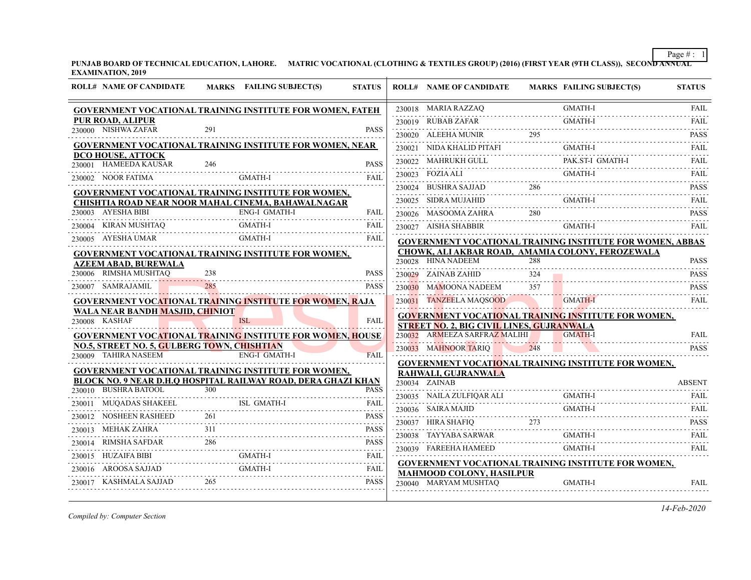**PUNJAB BOARD OF TECHNICAL EDUCATION, LAHORE. MATRIC VOCATIONAL (CLOTHING & TEXTILES GROUP) (2016) (FIRST YEAR (9TH CLASS)), SECOND ANNUAL EXAMINATION, 2019**

| ROLL# | NAME OF CANDIDATE | MARKS | FAILING SUBJECT(S) | STATUS |
|---|---|---|---|---|
| **GOVERNMENT VOCATIONAL TRAINING INSTITUTE FOR WOMEN, FATEH PUR ROAD, ALIPUR** | | | | |
| 230000 | NISHWA ZAFAR | 291 | | PASS |
| **GOVERNMENT VOCATIONAL TRAINING INSTITUTE FOR WOMEN, NEAR DCO HOUSE, ATTOCK** | | | | |
| 230001 | HAMEEDA KAUSAR | 246 | | PASS |
| 230002 | NOOR FATIMA | | GMATH-I | FAIL |
| **GOVERNMENT VOCATIONAL TRAINING INSTITUTE FOR WOMEN, CHISHTIA ROAD NEAR NOOR MAHAL CINEMA, BAHAWALNAGAR** | | | | |
| 230003 | AYESHA BIBI | | ENG-I GMATH-I | FAIL |
| 230004 | KIRAN MUSHTAQ | | GMATH-I | FAIL |
| 230005 | AYESHA UMAR | | GMATH-I | FAIL |
| **GOVERNMENT VOCATIONAL TRAINING INSTITUTE FOR WOMEN, AZEEM ABAD, BUREWALA** | | | | |
| 230006 | RIMSHA MUSHTAQ | 238 | | PASS |
| 230007 | SAMRAJAMIL | 285 | | PASS |
| **GOVERNMENT VOCATIONAL TRAINING INSTITUTE FOR WOMEN, RAJA WALA NEAR BANDH MASJID, CHINIOT** | | | | |
| 230008 | KASHAF | | ISL | FAIL |
| **GOVERNMENT VOCATIONAL TRAINING INSTITUTE FOR WOMEN, HOUSE NO.5, STREET NO. 5, GULBERG TOWN, CHISHTIAN** | | | | |
| 230009 | TAHIRA NASEEM | | ENG-I GMATH-I | FAIL |
| **GOVERNMENT VOCATIONAL TRAINING INSTITUTE FOR WOMEN, BLOCK NO. 9 NEAR D.H.Q HOSPITAL RAILWAY ROAD, DERA GHAZI KHAN** | | | | |
| 230010 | BUSHRA BATOOL | 300 | | PASS |
| 230011 | MUQADAS SHAKEEL | | ISL GMATH-I | FAIL |
| 230012 | NOSHEEN RASHEED | 261 | | PASS |
| 230013 | MEHAK ZAHRA | 311 | | PASS |
| 230014 | RIMSHA SAFDAR | 286 | | PASS |
| 230015 | HUZAIFA BIBI | | GMATH-I | FAIL |
| 230016 | AROOSA SAJJAD | | GMATH-I | FAIL |
| 230017 | KASHMALA SAJJAD | 265 | | PASS |
| 230018 | MARIA RAZZAQ | | GMATH-I | FAIL |
| 230019 | RUBAB ZAFAR | | GMATH-I | FAIL |
| 230020 | ALEEHA MUNIR | 295 | | PASS |
| 230021 | NIDA KHALID PITAFI | | GMATH-I | FAIL |
| 230022 | MAHRUKH GULL | | PAK.ST-I GMATH-I | FAIL |
| 230023 | FOZIA ALI | | GMATH-I | FAIL |
| 230024 | BUSHRA SAJJAD | 286 | | PASS |
| 230025 | SIDRA MUJAHID | | GMATH-I | FAIL |
| 230026 | MASOOMA ZAHRA | 280 | | PASS |
| 230027 | AISHA SHABBIR | | GMATH-I | FAIL |
| **GOVERNMENT VOCATIONAL TRAINING INSTITUTE FOR WOMEN, ABBAS CHOWK, ALI AKBAR ROAD, AMAMIA COLONY, FEROZEWALA** | | | | |
| 230028 | HINA NADEEM | 288 | | PASS |
| 230029 | ZAINAB ZAHID | 324 | | PASS |
| 230030 | MAMOONA NADEEM | 357 | | PASS |
| 230031 | TANZEELA MAQSOOD | | GMATH-I | FAIL |
| **GOVERNMENT VOCATIONAL TRAINING INSTITUTE FOR WOMEN, STREET NO. 2, BIG CIVIL LINES, GUJRANWALA** | | | | |
| 230032 | ARMEEZA SARFRAZ MALIHI | | GMATH-I | FAIL |
| 230033 | MAHNOOR TARIQ | 248 | | PASS |
| **GOVERNMENT VOCATIONAL TRAINING INSTITUTE FOR WOMEN, RAHWALI, GUJRANWALA** | | | | |
| 230034 | ZAINAB | | | ABSENT |
| 230035 | NAILA ZULFIQAR ALI | | GMATH-I | FAIL |
| 230036 | SAIRA MAJID | | GMATH-I | FAIL |
| 230037 | HIRA SHAFIQ | 273 | | PASS |
| 230038 | TAYYABA SARWAR | | GMATH-I | FAIL |
| 230039 | FAREEHA HAMEED | | GMATH-I | FAIL |
| **GOVERNMENT VOCATIONAL TRAINING INSTITUTE FOR WOMEN, MAHMOOD COLONY, HASILPUR** | | | | |
| 230040 | MARYAM MUSHTAQ | | GMATH-I | FAIL |

*Compiled by: Computer Section*

*14-Feb-2020*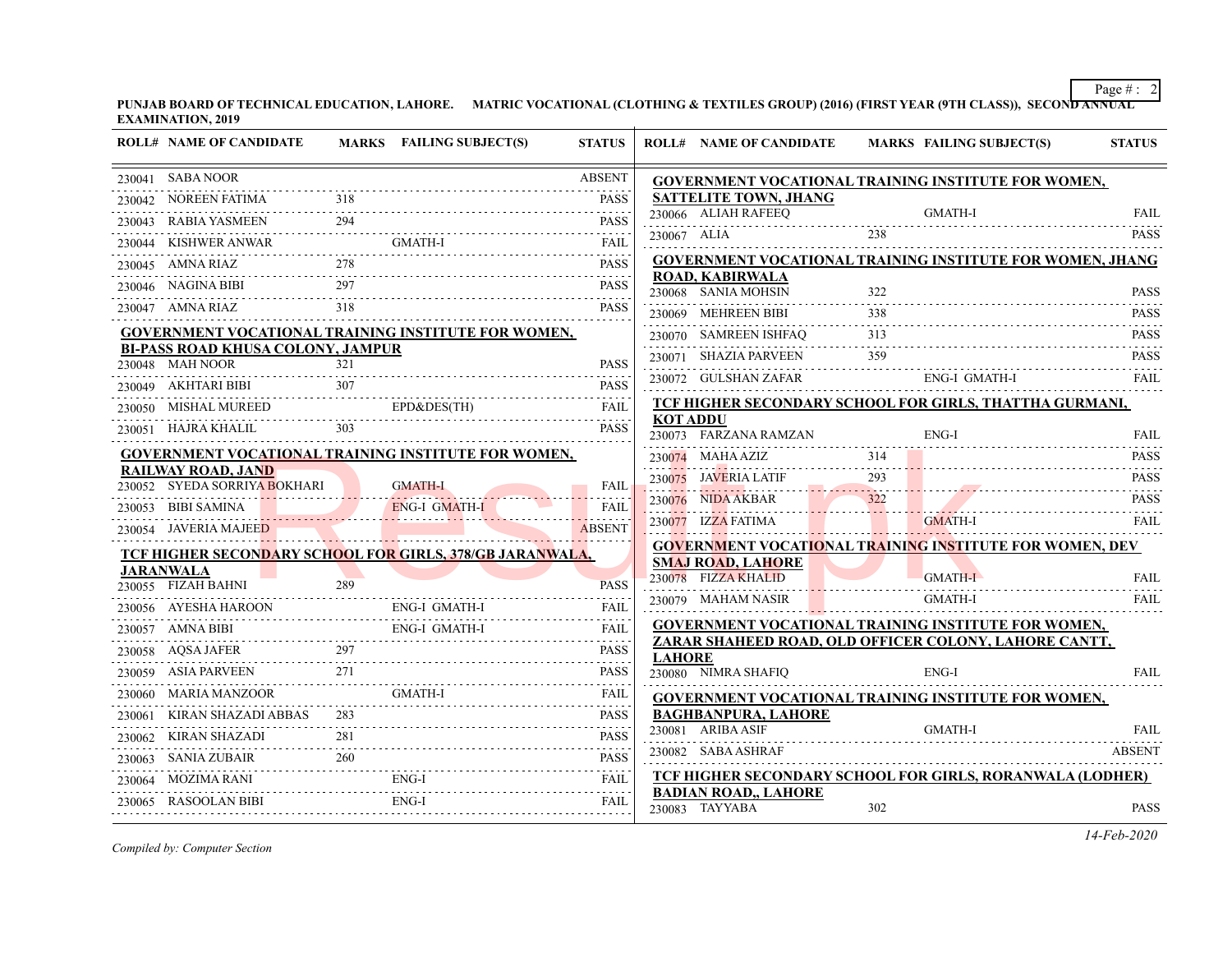**PUNJAB BOARD OF TECHNICAL EDUCATION, LAHORE. MATRIC VOCATIONAL (CLOTHING & TEXTILES GROUP) (2016) (FIRST YEAR (9TH CLASS)), SECOND ANNUAL EXAMINATION, 2019**

| ROLL# | NAME OF CANDIDATE | MARKS | FAILING SUBJECT(S) | STATUS |
|---|---|---|---|---|
| 230041 | SABA NOOR | | | ABSENT |
| 230042 | NOREEN FATIMA | 318 | | PASS |
| 230043 | RABIA YASMEEN | 294 | | PASS |
| 230044 | KISHWER ANWAR | | GMATH-I | FAIL |
| 230045 | AMNA RIAZ | 278 | | PASS |
| 230046 | NAGINA BIBI | 297 | | PASS |
| 230047 | AMNA RIAZ | 318 | | PASS |

**GOVERNMENT VOCATIONAL TRAINING INSTITUTE FOR WOMEN, BI-PASS ROAD KHUSA COLONY, JAMPUR**

| ROLL# | NAME OF CANDIDATE | MARKS | FAILING SUBJECT(S) | STATUS |
|---|---|---|---|---|
| 230048 | MAH NOOR | 321 | | PASS |
| 230049 | AKHTARI BIBI | 307 | | PASS |
| 230050 | MISHAL MUREED | | EPD&DES(TH) | FAIL |
| 230051 | HAJRA KHALIL | 303 | | PASS |

**GOVERNMENT VOCATIONAL TRAINING INSTITUTE FOR WOMEN, RAILWAY ROAD, JAND**

| ROLL# | NAME OF CANDIDATE | MARKS | FAILING SUBJECT(S) | STATUS |
|---|---|---|---|---|
| 230052 | SYEDA SORRIYA BOKHARI | | GMATH-I | FAIL |
| 230053 | BIBI SAMINA | | ENG-I GMATH-I | FAIL |
| 230054 | JAVERIA MAJEED | | | ABSENT |

**TCF HIGHER SECONDARY SCHOOL FOR GIRLS, 378/GB JARANWALA, JARANWALA**

| ROLL# | NAME OF CANDIDATE | MARKS | FAILING SUBJECT(S) | STATUS |
|---|---|---|---|---|
| 230055 | FIZAH BAHNI | 289 | | PASS |
| 230056 | AYESHA HAROON | | ENG-I GMATH-I | FAIL |
| 230057 | AMNA BIBI | | ENG-I GMATH-I | FAIL |
| 230058 | AQSA JAFER | 297 | | PASS |
| 230059 | ASIA PARVEEN | 271 | | PASS |
| 230060 | MARIA MANZOOR | | GMATH-I | FAIL |
| 230061 | KIRAN SHAZADI ABBAS | 283 | | PASS |
| 230062 | KIRAN SHAZADI | 281 | | PASS |
| 230063 | SANIA ZUBAIR | 260 | | PASS |
| 230064 | MOZIMA RANI | | ENG-I | FAIL |
| 230065 | RASOOLAN BIBI | | ENG-I | FAIL |

**GOVERNMENT VOCATIONAL TRAINING INSTITUTE FOR WOMEN, SATTELITE TOWN, JHANG**

| ROLL# | NAME OF CANDIDATE | MARKS | FAILING SUBJECT(S) | STATUS |
|---|---|---|---|---|
| 230066 | ALIAH RAFEEQ | | GMATH-I | FAIL |
| 230067 | ALIA | 238 | | PASS |

**GOVERNMENT VOCATIONAL TRAINING INSTITUTE FOR WOMEN, JHANG ROAD, KABIRWALA**

| ROLL# | NAME OF CANDIDATE | MARKS | FAILING SUBJECT(S) | STATUS |
|---|---|---|---|---|
| 230068 | SANIA MOHSIN | 322 | | PASS |
| 230069 | MEHREEN BIBI | 338 | | PASS |
| 230070 | SAMREEN ISHFAQ | 313 | | PASS |
| 230071 | SHAZIA PARVEEN | 359 | | PASS |
| 230072 | GULSHAN ZAFAR | | ENG-I GMATH-I | FAIL |

**TCF HIGHER SECONDARY SCHOOL FOR GIRLS, THATTHA GURMANI, KOT ADDU**

| ROLL# | NAME OF CANDIDATE | MARKS | FAILING SUBJECT(S) | STATUS |
|---|---|---|---|---|
| 230073 | FARZANA RAMZAN | | ENG-I | FAIL |
| 230074 | MAHA AZIZ | 314 | | PASS |
| 230075 | JAVERIA LATIF | 293 | | PASS |
| 230076 | NIDA AKBAR | 322 | | PASS |
| 230077 | IZZA FATIMA | | GMATH-I | FAIL |

**GOVERNMENT VOCATIONAL TRAINING INSTITUTE FOR WOMEN, DEV SMAJ ROAD, LAHORE**

| ROLL# | NAME OF CANDIDATE | MARKS | FAILING SUBJECT(S) | STATUS |
|---|---|---|---|---|
| 230078 | FIZZA KHALID | | GMATH-I | FAIL |
| 230079 | MAHAM NASIR | | GMATH-I | FAIL |

**GOVERNMENT VOCATIONAL TRAINING INSTITUTE FOR WOMEN, ZARAR SHAHEED ROAD, OLD OFFICER COLONY, LAHORE CANTT, LAHORE**

| ROLL# | NAME OF CANDIDATE | MARKS | FAILING SUBJECT(S) | STATUS |
|---|---|---|---|---|
| 230080 | NIMRA SHAFIQ | | ENG-I | FAIL |

**GOVERNMENT VOCATIONAL TRAINING INSTITUTE FOR WOMEN, BAGHBANPURA, LAHORE**

| ROLL# | NAME OF CANDIDATE | MARKS | FAILING SUBJECT(S) | STATUS |
|---|---|---|---|---|
| 230081 | ARIBA ASIF | | GMATH-I | FAIL |
| 230082 | SABA ASHRAF | | | ABSENT |

**TCF HIGHER SECONDARY SCHOOL FOR GIRLS, RORANWALA (LODHER) BADIAN ROAD,, LAHORE**

| ROLL# | NAME OF CANDIDATE | MARKS | FAILING SUBJECT(S) | STATUS |
|---|---|---|---|---|
| 230083 | TAYYABA | 302 | | PASS |

*Compiled by: Computer Section*

*14-Feb-2020*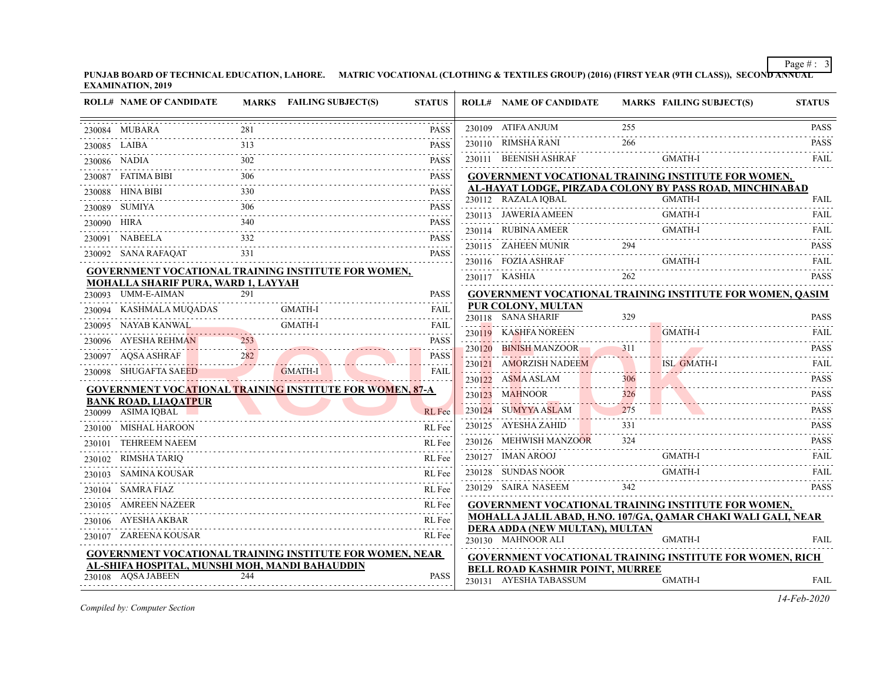**PUNJAB BOARD OF TECHNICAL EDUCATION, LAHORE. MATRIC VOCATIONAL (CLOTHING & TEXTILES GROUP) (2016) (FIRST YEAR (9TH CLASS)), SECOND ANNUAL EXAMINATION, 2019**

| ROLL# | NAME OF CANDIDATE | MARKS | FAILING SUBJECT(S) | STATUS |
|---|---|---|---|---|
| 230084 | MUBARA | 281 | | PASS |
| 230085 | LAIBA | 313 | | PASS |
| 230086 | NADIA | 302 | | PASS |
| 230087 | FATIMA BIBI | 306 | | PASS |
| 230088 | HINA BIBI | 330 | | PASS |
| 230089 | SUMIYA | 306 | | PASS |
| 230090 | HIRA | 340 | | PASS |
| 230091 | NABEELA | 332 | | PASS |
| 230092 | SANA RAFAQAT | 331 | | PASS |

**GOVERNMENT VOCATIONAL TRAINING INSTITUTE FOR WOMEN, MOHALLA SHARIF PURA, WARD 1, LAYYAH**

| ROLL# | NAME OF CANDIDATE | MARKS | FAILING SUBJECT(S) | STATUS |
|---|---|---|---|---|
| 230093 | UMM-E-AIMAN | 291 | | PASS |
| 230094 | KASHMALA MUQADAS | | GMATH-I | FAIL |
| 230095 | NAYAB KANWAL | | GMATH-I | FAIL |
| 230096 | AYESHA REHMAN | 253 | | PASS |
| 230097 | AQSA ASHRAF | 282 | | PASS |
| 230098 | SHUGAFTA SAEED | | GMATH-I | FAIL |

**GOVERNMENT VOCATIONAL TRAINING INSTITUTE FOR WOMEN, 87-A BANK ROAD, LIAQATPUR**

| ROLL# | NAME OF CANDIDATE | MARKS | FAILING SUBJECT(S) | STATUS |
|---|---|---|---|---|
| 230099 | ASIMA IQBAL | | | RL Fee |
| 230100 | MISHAL HAROON | | | RL Fee |
| 230101 | TEHREEM NAEEM | | | RL Fee |
| 230102 | RIMSHA TARIQ | | | RL Fee |
| 230103 | SAMINA KOUSAR | | | RL Fee |
| 230104 | SAMRA FIAZ | | | RL Fee |
| 230105 | AMREEN NAZEER | | | RL Fee |
| 230106 | AYESHA AKBAR | | | RL Fee |
| 230107 | ZAREENA KOUSAR | | | RL Fee |

**GOVERNMENT VOCATIONAL TRAINING INSTITUTE FOR WOMEN, NEAR AL-SHIFA HOSPITAL, MUNSHI MOH, MANDI BAHAUDDIN**

| ROLL# | NAME OF CANDIDATE | MARKS | FAILING SUBJECT(S) | STATUS |
|---|---|---|---|---|
| 230108 | AQSA JABEEN | 244 | | PASS |
| 230109 | ATIFA ANJUM | 255 | | PASS |
| 230110 | RIMSHA RANI | 266 | | PASS |
| 230111 | BEENISH ASHRAF | | GMATH-I | FAIL |

**GOVERNMENT VOCATIONAL TRAINING INSTITUTE FOR WOMEN, AL-HAYAT LODGE, PIRZADA COLONY BY PASS ROAD, MINCHINABAD**

| ROLL# | NAME OF CANDIDATE | MARKS | FAILING SUBJECT(S) | STATUS |
|---|---|---|---|---|
| 230112 | RAZALA IQBAL | | GMATH-I | FAIL |
| 230113 | JAWERIA AMEEN | | GMATH-I | FAIL |
| 230114 | RUBINA AMEER | | GMATH-I | FAIL |
| 230115 | ZAHEEN MUNIR | 294 | | PASS |
| 230116 | FOZIA ASHRAF | | GMATH-I | FAIL |
| 230117 | KASHIA | 262 | | PASS |

**GOVERNMENT VOCATIONAL TRAINING INSTITUTE FOR WOMEN, QASIM PUR COLONY, MULTAN**

| ROLL# | NAME OF CANDIDATE | MARKS | FAILING SUBJECT(S) | STATUS |
|---|---|---|---|---|
| 230118 | SANA SHARIF | 329 | | PASS |
| 230119 | KASHFA NOREEN | | GMATH-I | FAIL |
| 230120 | BINISH MANZOOR | 311 | | PASS |
| 230121 | AMORZISH NADEEM | | ISL GMATH-I | FAIL |
| 230122 | ASMA ASLAM | 306 | | PASS |
| 230123 | MAHNOOR | 326 | | PASS |
| 230124 | SUMYYA ASLAM | 275 | | PASS |
| 230125 | AYESHA ZAHID | 331 | | PASS |
| 230126 | MEHWISH MANZOOR | 324 | | PASS |
| 230127 | IMAN AROOJ | | GMATH-I | FAIL |
| 230128 | SUNDAS NOOR | | GMATH-I | FAIL |
| 230129 | SAIRA NASEEM | 342 | | PASS |

**GOVERNMENT VOCATIONAL TRAINING INSTITUTE FOR WOMEN, MOHALLA JALILABAD, H.NO. 107/GA, QAMAR CHAKI WALI GALI, NEAR DERA ADDA (NEW MULTAN), MULTAN**

| ROLL# | NAME OF CANDIDATE | MARKS | FAILING SUBJECT(S) | STATUS |
|---|---|---|---|---|
| 230130 | MAHNOOR ALI | | GMATH-I | FAIL |

**GOVERNMENT VOCATIONAL TRAINING INSTITUTE FOR WOMEN, RICH BELL ROAD KASHMIR POINT, MURREE**

| ROLL# | NAME OF CANDIDATE | MARKS | FAILING SUBJECT(S) | STATUS |
|---|---|---|---|---|
| 230131 | AYESHA TABASSUM | | GMATH-I | FAIL |

*Compiled by: Computer Section*

*14-Feb-2020*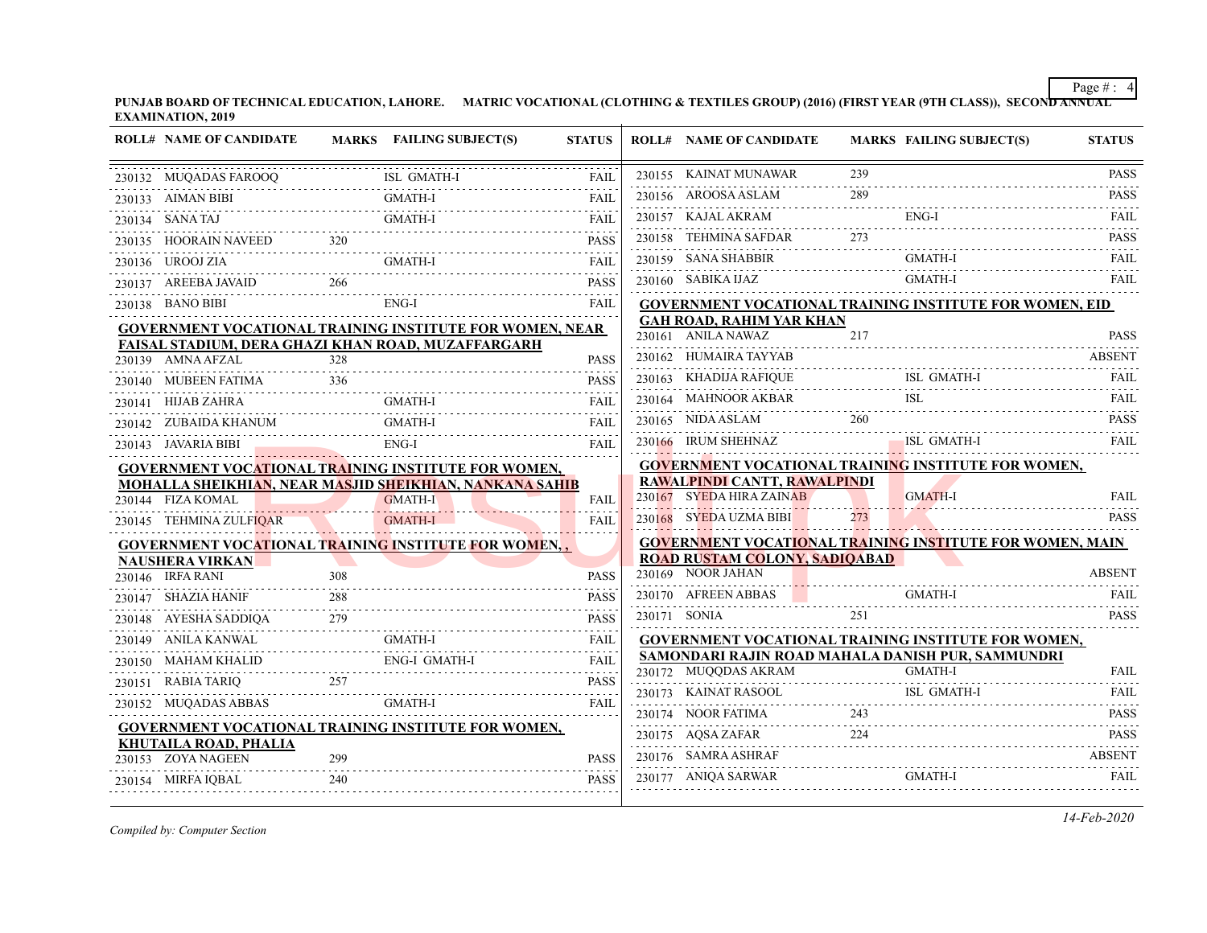**PUNJAB BOARD OF TECHNICAL EDUCATION, LAHORE. MATRIC VOCATIONAL (CLOTHING & TEXTILES GROUP) (2016) (FIRST YEAR (9TH CLASS)), SECOND ANNUAL EXAMINATION, 2019**

| ROLL# | NAME OF CANDIDATE | MARKS | FAILING SUBJECT(S) | STATUS |
|---|---|---|---|---|
| 230132 | MUQADAS FAROOQ | | ISL GMATH-I | FAIL |
| 230133 | AIMAN BIBI | | GMATH-I | FAIL |
| 230134 | SANA TAJ | | GMATH-I | FAIL |
| 230135 | HOORAIN NAVEED | 320 | | PASS |
| 230136 | UROOJ ZIA | | GMATH-I | FAIL |
| 230137 | AREEBA JAVAID | 266 | | PASS |
| 230138 | BANO BIBI | | ENG-I | FAIL |

**GOVERNMENT VOCATIONAL TRAINING INSTITUTE FOR WOMEN, NEAR FAISAL STADIUM, DERA GHAZI KHAN ROAD, MUZAFFARGARH**

| ROLL# | NAME OF CANDIDATE | MARKS | FAILING SUBJECT(S) | STATUS |
|---|---|---|---|---|
| 230139 | AMNA AFZAL | 328 | | PASS |
| 230140 | MUBEEN FATIMA | 336 | | PASS |
| 230141 | HIJAB ZAHRA | | GMATH-I | FAIL |
| 230142 | ZUBAIDA KHANUM | | GMATH-I | FAIL |
| 230143 | JAVARIA BIBI | | ENG-I | FAIL |

**GOVERNMENT VOCATIONAL TRAINING INSTITUTE FOR WOMEN, MOHALLA SHEIKHIAN, NEAR MASJID SHEIKHIAN, NANKANA SAHIB**

| ROLL# | NAME OF CANDIDATE | MARKS | FAILING SUBJECT(S) | STATUS |
|---|---|---|---|---|
| 230144 | FIZA KOMAL | | GMATH-I | FAIL |
| 230145 | TEHMINA ZULFIQAR | | GMATH-I | FAIL |

**GOVERNMENT VOCATIONAL TRAINING INSTITUTE FOR WOMEN, , NAUSHERA VIRKAN**

| ROLL# | NAME OF CANDIDATE | MARKS | FAILING SUBJECT(S) | STATUS |
|---|---|---|---|---|
| 230146 | IRFA RANI | 308 | | PASS |
| 230147 | SHAZIA HANIF | 288 | | PASS |
| 230148 | AYESHA SADDIQA | 279 | | PASS |
| 230149 | ANILA KANWAL | | GMATH-I | FAIL |
| 230150 | MAHAM KHALID | | ENG-I GMATH-I | FAIL |
| 230151 | RABIA TARIQ | 257 | | PASS |
| 230152 | MUQADAS ABBAS | | GMATH-I | FAIL |

**GOVERNMENT VOCATIONAL TRAINING INSTITUTE FOR WOMEN, KHUTAILA ROAD, PHALIA**

| ROLL# | NAME OF CANDIDATE | MARKS | FAILING SUBJECT(S) | STATUS |
|---|---|---|---|---|
| 230153 | ZOYA NAGEEN | 299 | | PASS |
| 230154 | MIRFA IQBAL | 240 | | PASS |
| 230155 | KAINAT MUNAWAR | 239 | | PASS |
| 230156 | AROOSA ASLAM | 289 | | PASS |
| 230157 | KAJAL AKRAM | | ENG-I | FAIL |
| 230158 | TEHMINA SAFDAR | 273 | | PASS |
| 230159 | SANA SHABBIR | | GMATH-I | FAIL |
| 230160 | SABIKA IJAZ | | GMATH-I | FAIL |

**GOVERNMENT VOCATIONAL TRAINING INSTITUTE FOR WOMEN, EID GAH ROAD, RAHIM YAR KHAN**

| ROLL# | NAME OF CANDIDATE | MARKS | FAILING SUBJECT(S) | STATUS |
|---|---|---|---|---|
| 230161 | ANILA NAWAZ | 217 | | PASS |
| 230162 | HUMAIRA TAYYAB | | | ABSENT |
| 230163 | KHADIJA RAFIQUE | | ISL GMATH-I | FAIL |
| 230164 | MAHNOOR AKBAR | | ISL | FAIL |
| 230165 | NIDA ASLAM | 260 | | PASS |
| 230166 | IRUM SHEHNAZ | | ISL GMATH-I | FAIL |

**GOVERNMENT VOCATIONAL TRAINING INSTITUTE FOR WOMEN, RAWALPINDI CANTT, RAWALPINDI**

| ROLL# | NAME OF CANDIDATE | MARKS | FAILING SUBJECT(S) | STATUS |
|---|---|---|---|---|
| 230167 | SYEDA HIRA ZAINAB | | GMATH-I | FAIL |
| 230168 | SYEDA UZMA BIBI | 273 | | PASS |

**GOVERNMENT VOCATIONAL TRAINING INSTITUTE FOR WOMEN, MAIN ROAD RUSTAM COLONY, SADIQABAD**

| ROLL# | NAME OF CANDIDATE | MARKS | FAILING SUBJECT(S) | STATUS |
|---|---|---|---|---|
| 230169 | NOOR JAHAN | | | ABSENT |
| 230170 | AFREEN ABBAS | | GMATH-I | FAIL |
| 230171 | SONIA | 251 | | PASS |

**GOVERNMENT VOCATIONAL TRAINING INSTITUTE FOR WOMEN, SAMONDARI RAJIN ROAD MAHALA DANISH PUR, SAMMUNDRI**

| ROLL# | NAME OF CANDIDATE | MARKS | FAILING SUBJECT(S) | STATUS |
|---|---|---|---|---|
| 230172 | MUQQDAS AKRAM | | GMATH-I | FAIL |
| 230173 | KAINAT RASOOL | | ISL GMATH-I | FAIL |
| 230174 | NOOR FATIMA | 243 | | PASS |
| 230175 | AQSA ZAFAR | 224 | | PASS |
| 230176 | SAMRA ASHRAF | | | ABSENT |
| 230177 | ANIQA SARWAR | | GMATH-I | FAIL |

*Compiled by: Computer Section*

*14-Feb-2020*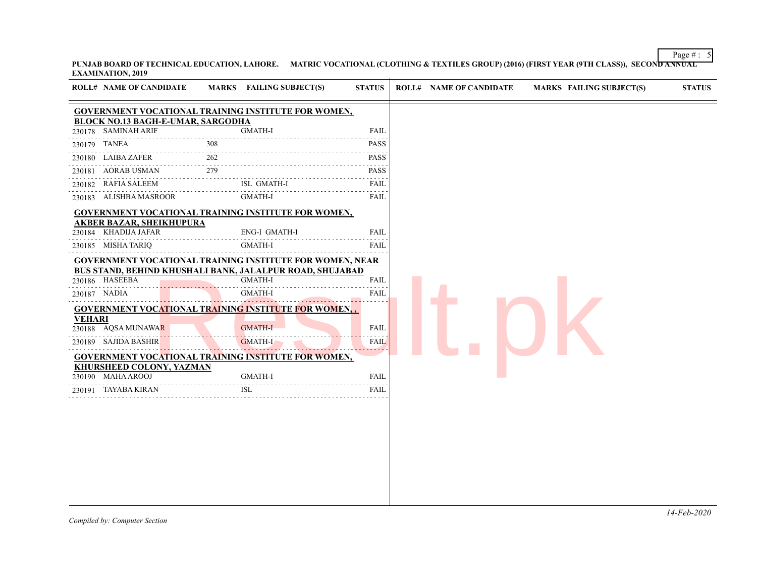PUNJAB BOARD OF TECHNICAL EDUCATION, LAHORE. MATRIC VOCATIONAL (CLOTHING & TEXTILES GROUP) (2016) (FIRST YEAR (9TH CLASS)), SECOND ANNUAL EXAMINATION, 2019

| ROLL# | NAME OF CANDIDATE | MARKS | FAILING SUBJECT(S) | STATUS |
|---|---|---|---|---|
| **GOVERNMENT VOCATIONAL TRAINING INSTITUTE FOR WOMEN, BLOCK NO.13 BAGH-E-UMAR, SARGODHA** | | | | |
| 230178 | SAMINAH ARIF | | GMATH-I | FAIL |
| 230179 | TANEA | 308 | | PASS |
| 230180 | LAIBA ZAFER | 262 | | PASS |
| 230181 | AORAB USMAN | 279 | | PASS |
| 230182 | RAFIA SALEEM | | ISL GMATH-I | FAIL |
| 230183 | ALISHBA MASROOR | | GMATH-I | FAIL |
| **GOVERNMENT VOCATIONAL TRAINING INSTITUTE FOR WOMEN, AKBER BAZAR, SHEIKHUPURA** | | | | |
| 230184 | KHADIJA JAFAR | | ENG-I GMATH-I | FAIL |
| 230185 | MISHA TARIQ | | GMATH-I | FAIL |
| **GOVERNMENT VOCATIONAL TRAINING INSTITUTE FOR WOMEN, NEAR BUS STAND, BEHIND KHUSHALI BANK, JALALPUR ROAD, SHUJABAD** | | | | |
| 230186 | HASEEBA | | GMATH-I | FAIL |
| 230187 | NADIA | | GMATH-I | FAIL |
| **GOVERNMENT VOCATIONAL TRAINING INSTITUTE FOR WOMEN, , VEHARI** | | | | |
| 230188 | AQSA MUNAWAR | | GMATH-I | FAIL |
| 230189 | SAJIDA BASHIR | | GMATH-I | FAIL |
| **GOVERNMENT VOCATIONAL TRAINING INSTITUTE FOR WOMEN, KHURSHEED COLONY, YAZMAN** | | | | |
| 230190 | MAHA AROOJ | | GMATH-I | FAIL |
| 230191 | TAYABA KIRAN | | ISL | FAIL |

*Compiled by: Computer Section*

*14-Feb-2020*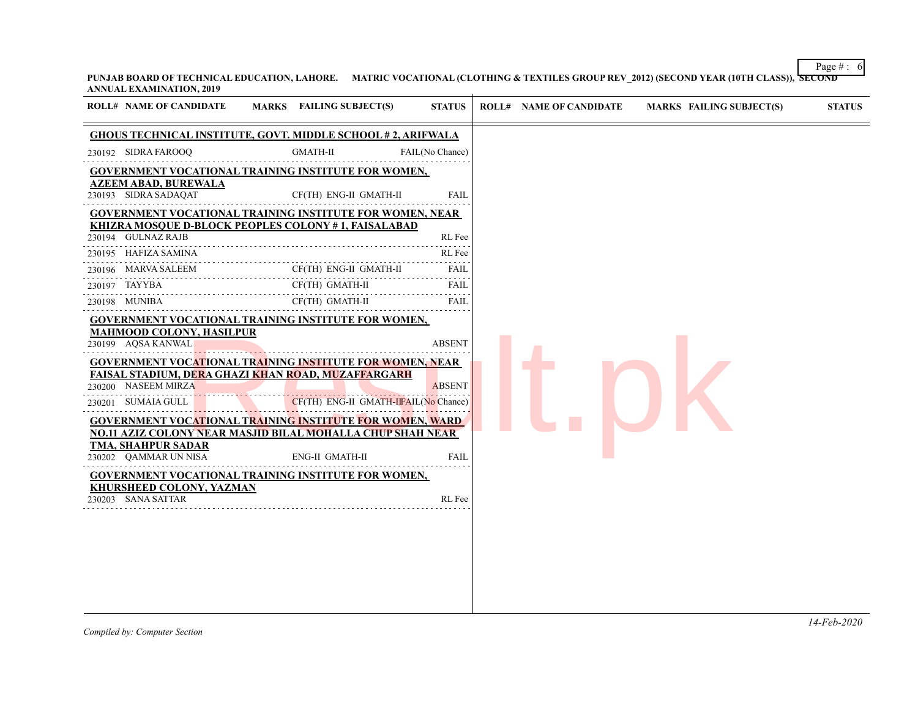**PUNJAB BOARD OF TECHNICAL EDUCATION, LAHORE. MATRIC VOCATIONAL (CLOTHING & TEXTILES GROUP REV_2012) (SECOND YEAR (10TH CLASS)), SECOND ANNUAL EXAMINATION, 2019**

| ROLL# | NAME OF CANDIDATE | MARKS | FAILING SUBJECT(S) | STATUS |
|---|---|---|---|---|
| **GHOUS TECHNICAL INSTITUTE, GOVT. MIDDLE SCHOOL # 2, ARIFWALA** | | | | |
| 230192 | SIDRA FAROOQ | | GMATH-II | FAIL(No Chance) |
| **GOVERNMENT VOCATIONAL TRAINING INSTITUTE FOR WOMEN, AZEEM ABAD, BUREWALA** | | | | |
| 230193 | SIDRA SADAQAT | | CF(TH) ENG-II GMATH-II | FAIL |
| **GOVERNMENT VOCATIONAL TRAINING INSTITUTE FOR WOMEN, NEAR KHIZRA MOSQUE D-BLOCK PEOPLES COLONY # 1, FAISALABAD** | | | | |
| 230194 | GULNAZ RAJB | | | RL Fee |
| 230195 | HAFIZA SAMINA | | | RL Fee |
| 230196 | MARVA SALEEM | | CF(TH) ENG-II GMATH-II | FAIL |
| 230197 | TAYYBA | | CF(TH) GMATH-II | FAIL |
| 230198 | MUNIBA | | CF(TH) GMATH-II | FAIL |
| **GOVERNMENT VOCATIONAL TRAINING INSTITUTE FOR WOMEN, MAHMOOD COLONY, HASILPUR** | | | | |
| 230199 | AQSA KANWAL | | | ABSENT |
| **GOVERNMENT VOCATIONAL TRAINING INSTITUTE FOR WOMEN, NEAR FAISAL STADIUM, DERA GHAZI KHAN ROAD, MUZAFFARGARH** | | | | |
| 230200 | NASEEM MIRZA | | | ABSENT |
| 230201 | SUMAIA GULL | | CF(TH) ENG-II GMATH-II | FAIL(No Chance) |
| **GOVERNMENT VOCATIONAL TRAINING INSTITUTE FOR WOMEN, WARD NO.11 AZIZ COLONY NEAR MASJID BILAL MOHALLA CHUP SHAH NEAR TMA, SHAHPUR SADAR** | | | | |
| 230202 | QAMMAR UN NISA | | ENG-II GMATH-II | FAIL |
| **GOVERNMENT VOCATIONAL TRAINING INSTITUTE FOR WOMEN, KHURSHEED COLONY, YAZMAN** | | | | |
| 230203 | SANA SATTAR | | | RL Fee |

*Compiled by: Computer Section*

*14-Feb-2020*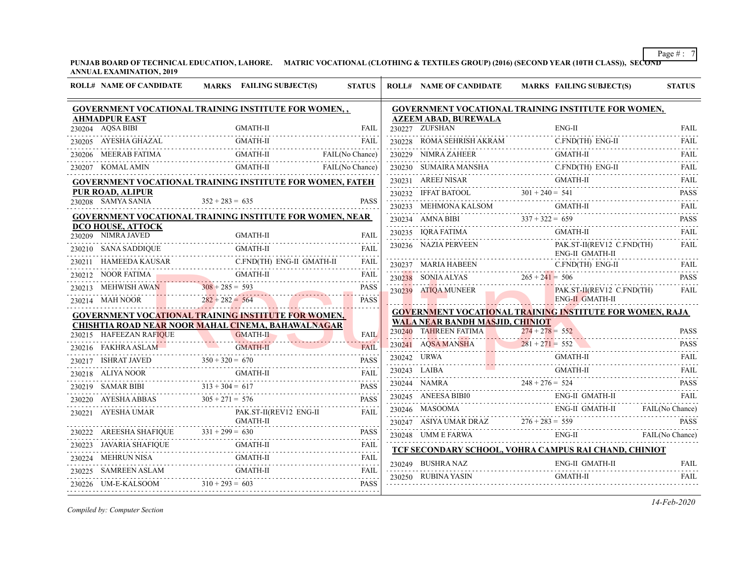**PUNJAB BOARD OF TECHNICAL EDUCATION, LAHORE. MATRIC VOCATIONAL (CLOTHING & TEXTILES GROUP) (2016) (SECOND YEAR (10TH CLASS)), SECOND ANNUAL EXAMINATION, 2019**

| ROLL# | NAME OF CANDIDATE | MARKS | FAILING SUBJECT(S) | STATUS |
|---|---|---|---|---|
| **GOVERNMENT VOCATIONAL TRAINING INSTITUTE FOR WOMEN, , AHMADPUR EAST** | | | | |
| 230204 | AQSA BIBI | | GMATH-II | FAIL |
| 230205 | AYESHA GHAZAL | | GMATH-II | FAIL |
| 230206 | MEERAB FATIMA | | GMATH-II | FAIL(No Chance) |
| 230207 | KOMAL AMIN | | GMATH-II | FAIL(No Chance) |
| **GOVERNMENT VOCATIONAL TRAINING INSTITUTE FOR WOMEN, FATEH PUR ROAD, ALIPUR** | | | | |
| 230208 | SAMYA SANIA | 352 + 283 = 635 | | PASS |
| **GOVERNMENT VOCATIONAL TRAINING INSTITUTE FOR WOMEN, NEAR DCO HOUSE, ATTOCK** | | | | |
| 230209 | NIMRA JAVED | | GMATH-II | FAIL |
| 230210 | SANA SADDIQUE | | GMATH-II | FAIL |
| 230211 | HAMEEDA KAUSAR | | C.FND(TH) ENG-II GMATH-II | FAIL |
| 230212 | NOOR FATIMA | | GMATH-II | FAIL |
| 230213 | MEHWISH AWAN | 308 + 285 = 593 | | PASS |
| 230214 | MAH NOOR | 282 + 282 = 564 | | PASS |
| **GOVERNMENT VOCATIONAL TRAINING INSTITUTE FOR WOMEN, CHISHTIA ROAD NEAR NOOR MAHAL CINEMA, BAHAWALNAGAR** | | | | |
| 230215 | HAFEEZAN RAFIQUE | | GMATH-II | FAIL |
| 230216 | FAKHRA ASLAM | | GMATH-II | FAIL |
| 230217 | ISHRAT JAVED | 350 + 320 = 670 | | PASS |
| 230218 | ALIYA NOOR | | GMATH-II | FAIL |
| 230219 | SAMAR BIBI | 313 + 304 = 617 | | PASS |
| 230220 | AYESHA ABBAS | 305 + 271 = 576 | | PASS |
| 230221 | AYESHA UMAR | | PAK.ST-II(REV12 ENG-II GMATH-II | FAIL |
| 230222 | AREESHA SHAFIQUE | 331 + 299 = 630 | | PASS |
| 230223 | JAVARIA SHAFIQUE | | GMATH-II | FAIL |
| 230224 | MEHRUN NISA | | GMATH-II | FAIL |
| 230225 | SAMREEN ASLAM | | GMATH-II | FAIL |
| 230226 | UM-E-KALSOOM | 310 + 293 = 603 | | PASS |
| **GOVERNMENT VOCATIONAL TRAINING INSTITUTE FOR WOMEN, AZEEM ABAD, BUREWALA** | | | | |
| 230227 | ZUFSHAN | | ENG-II | FAIL |
| 230228 | ROMA SEHRISH AKRAM | | C.FND(TH) ENG-II | FAIL |
| 230229 | NIMRA ZAHEER | | GMATH-II | FAIL |
| 230230 | SUMAIRA MANSHA | | C.FND(TH) ENG-II | FAIL |
| 230231 | AREEJ NISAR | | GMATH-II | FAIL |
| 230232 | IFFAT BATOOL | 301 + 240 = 541 | | PASS |
| 230233 | MEHMONA KALSOM | | GMATH-II | FAIL |
| 230234 | AMNA BIBI | 337 + 322 = 659 | | PASS |
| 230235 | IQRA FATIMA | | GMATH-II | FAIL |
| 230236 | NAZIA PERVEEN | | PAK.ST-II(REV12 C.FND(TH) ENG-II GMATH-II | FAIL |
| 230237 | MARIA HABEEN | | C.FND(TH) ENG-II | FAIL |
| 230238 | SONIA ALYAS | 265 + 241 = 506 | | PASS |
| 230239 | ATIQA MUNEER | | PAK.ST-II(REV12 C.FND(TH) ENG-II GMATH-II | FAIL |
| **GOVERNMENT VOCATIONAL TRAINING INSTITUTE FOR WOMEN, RAJA WALA NEAR BANDH MASJID, CHINIOT** | | | | |
| 230240 | TAHREEN FATIMA | 274 + 278 = 552 | | PASS |
| 230241 | AQSA MANSHA | 281 + 271 = 552 | | PASS |
| 230242 | URWA | | GMATH-II | FAIL |
| 230243 | LAIBA | | GMATH-II | FAIL |
| 230244 | NAMRA | 248 + 276 = 524 | | PASS |
| 230245 | ANEESA BIBI0 | | ENG-II GMATH-II | FAIL |
| 230246 | MASOOMA | | ENG-II GMATH-II | FAIL(No Chance) |
| 230247 | ASIYA UMAR DRAZ | 276 + 283 = 559 | | PASS |
| 230248 | UMM E FARWA | | ENG-II | FAIL(No Chance) |
| **TCF SECONDARY SCHOOL, VOHRA CAMPUS RAI CHAND, CHINIOT** | | | | |
| 230249 | BUSHRA NAZ | | ENG-II GMATH-II | FAIL |
| 230250 | RUBINA YASIN | | GMATH-II | FAIL |

*Compiled by: Computer Section*

*14-Feb-2020*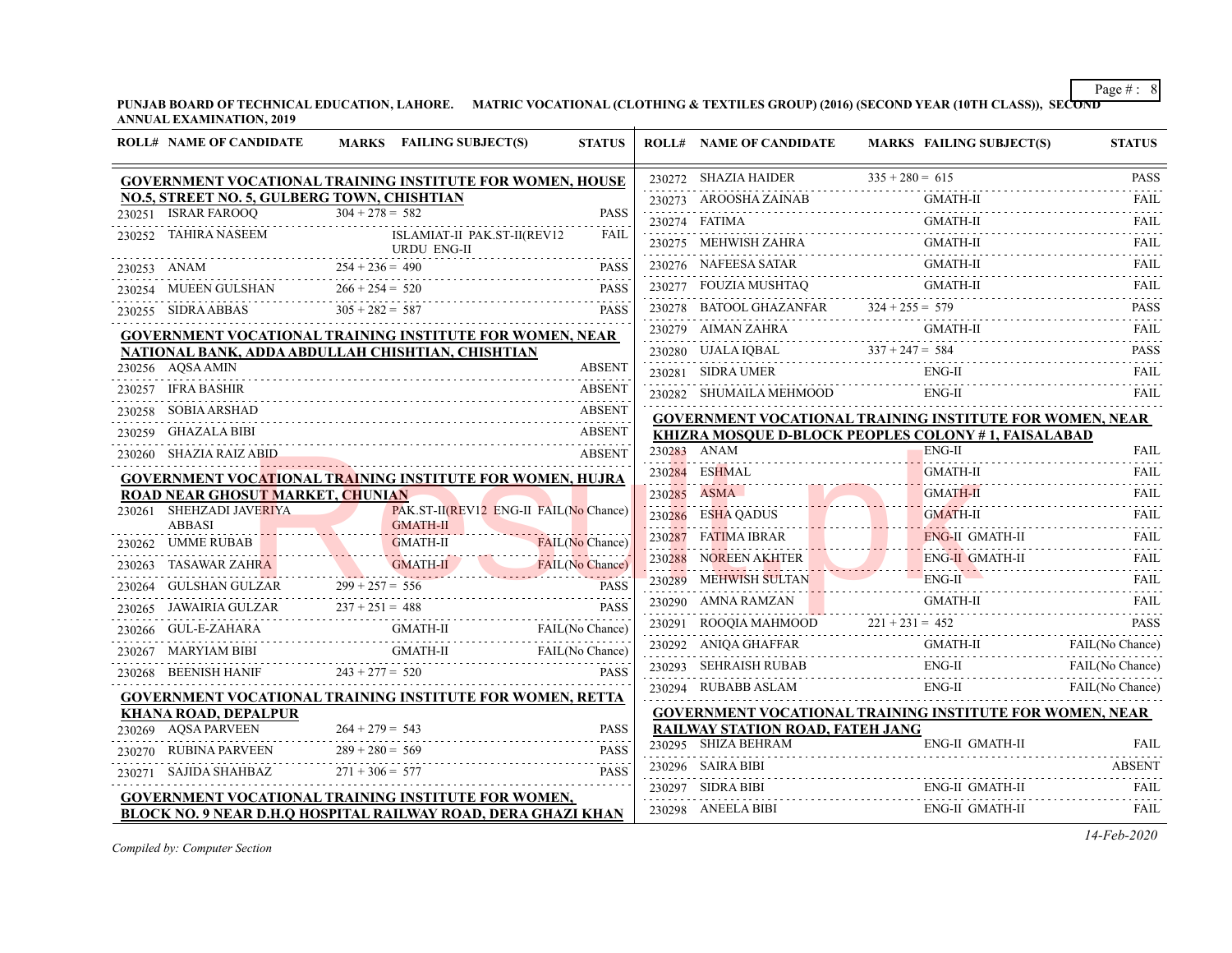**PUNJAB BOARD OF TECHNICAL EDUCATION, LAHORE. MATRIC VOCATIONAL (CLOTHING & TEXTILES GROUP) (2016) (SECOND YEAR (10TH CLASS)), SECOND ANNUAL EXAMINATION, 2019**

| ROLL# | NAME OF CANDIDATE | MARKS | FAILING SUBJECT(S) | STATUS |
|---|---|---|---|---|
| **GOVERNMENT VOCATIONAL TRAINING INSTITUTE FOR WOMEN, HOUSE NO.5, STREET NO. 5, GULBERG TOWN, CHISHTIAN** | | | | |
| 230251 | ISRAR FAROOQ | 304 + 278 = 582 | | PASS |
| 230252 | TAHIRA NASEEM | | ISLAMIAT-II PAK.ST-II(REV12 URDU ENG-II | FAIL |
| 230253 | ANAM | 254 + 236 = 490 | | PASS |
| 230254 | MUEEN GULSHAN | 266 + 254 = 520 | | PASS |
| 230255 | SIDRA ABBAS | 305 + 282 = 587 | | PASS |
| **GOVERNMENT VOCATIONAL TRAINING INSTITUTE FOR WOMEN, NEAR NATIONAL BANK, ADDA ABDULLAH CHISHTIAN, CHISHTIAN** | | | | |
| 230256 | AQSA AMIN | | | ABSENT |
| 230257 | IFRA BASHIR | | | ABSENT |
| 230258 | SOBIA ARSHAD | | | ABSENT |
| 230259 | GHAZALA BIBI | | | ABSENT |
| 230260 | SHAZIA RAIZ ABID | | | ABSENT |
| **GOVERNMENT VOCATIONAL TRAINING INSTITUTE FOR WOMEN, HUJRA ROAD NEAR GHOSUT MARKET, CHUNIAN** | | | | |
| 230261 | SHEHZADI JAVERIYA ABBASI | | PAK.ST-II(REV12 ENG-II GMATH-II | FAIL(No Chance) |
| 230262 | UMME RUBAB | | GMATH-II | FAIL(No Chance) |
| 230263 | TASAWAR ZAHRA | | GMATH-II | FAIL(No Chance) |
| 230264 | GULSHAN GULZAR | 299 + 257 = 556 | | PASS |
| 230265 | JAWAIRIA GULZAR | 237 + 251 = 488 | | PASS |
| 230266 | GUL-E-ZAHARA | | GMATH-II | FAIL(No Chance) |
| 230267 | MARYIAM BIBI | | GMATH-II | FAIL(No Chance) |
| 230268 | BEENISH HANIF | 243 + 277 = 520 | | PASS |
| **GOVERNMENT VOCATIONAL TRAINING INSTITUTE FOR WOMEN, RETTA KHANA ROAD, DEPALPUR** | | | | |
| 230269 | AQSA PARVEEN | 264 + 279 = 543 | | PASS |
| 230270 | RUBINA PARVEEN | 289 + 280 = 569 | | PASS |
| 230271 | SAJIDA SHAHBAZ | 271 + 306 = 577 | | PASS |
| **GOVERNMENT VOCATIONAL TRAINING INSTITUTE FOR WOMEN, BLOCK NO. 9 NEAR D.H.Q HOSPITAL RAILWAY ROAD, DERA GHAZI KHAN** | | | | |
| 230272 | SHAZIA HAIDER | 335 + 280 = 615 | | PASS |
| 230273 | AROOSHA ZAINAB | | GMATH-II | FAIL |
| 230274 | FATIMA | | GMATH-II | FAIL |
| 230275 | MEHWISH ZAHRA | | GMATH-II | FAIL |
| 230276 | NAFEESA SATAR | | GMATH-II | FAIL |
| 230277 | FOUZIA MUSHTAQ | | GMATH-II | FAIL |
| 230278 | BATOOL GHAZANFAR | 324 + 255 = 579 | | PASS |
| 230279 | AIMAN ZAHRA | | GMATH-II | FAIL |
| 230280 | UJALA IQBAL | 337 + 247 = 584 | | PASS |
| 230281 | SIDRA UMER | | ENG-II | FAIL |
| 230282 | SHUMAILA MEHMOOD | | ENG-II | FAIL |
| **GOVERNMENT VOCATIONAL TRAINING INSTITUTE FOR WOMEN, NEAR KHIZRA MOSQUE D-BLOCK PEOPLES COLONY # 1, FAISALABAD** | | | | |
| 230283 | ANAM | | ENG-II | FAIL |
| 230284 | ESHMAL | | GMATH-II | FAIL |
| 230285 | ASMA | | GMATH-II | FAIL |
| 230286 | ESHA QADUS | | GMATH-II | FAIL |
| 230287 | FATIMA IBRAR | | ENG-II GMATH-II | FAIL |
| 230288 | NOREEN AKHTER | | ENG-II GMATH-II | FAIL |
| 230289 | MEHWISH SULTAN | | ENG-II | FAIL |
| 230290 | AMNA RAMZAN | | GMATH-II | FAIL |
| 230291 | ROOQIA MAHMOOD | 221 + 231 = 452 | | PASS |
| 230292 | ANIQA GHAFFAR | | GMATH-II | FAIL(No Chance) |
| 230293 | SEHRAISH RUBAB | | ENG-II | FAIL(No Chance) |
| 230294 | RUBABB ASLAM | | ENG-II | FAIL(No Chance) |
| **GOVERNMENT VOCATIONAL TRAINING INSTITUTE FOR WOMEN, NEAR RAILWAY STATION ROAD, FATEH JANG** | | | | |
| 230295 | SHIZA BEHRAM | | ENG-II GMATH-II | FAIL |
| 230296 | SAIRA BIBI | | | ABSENT |
| 230297 | SIDRA BIBI | | ENG-II GMATH-II | FAIL |
| 230298 | ANEELA BIBI | | ENG-II GMATH-II | FAIL |

*Compiled by: Computer Section*

*14-Feb-2020*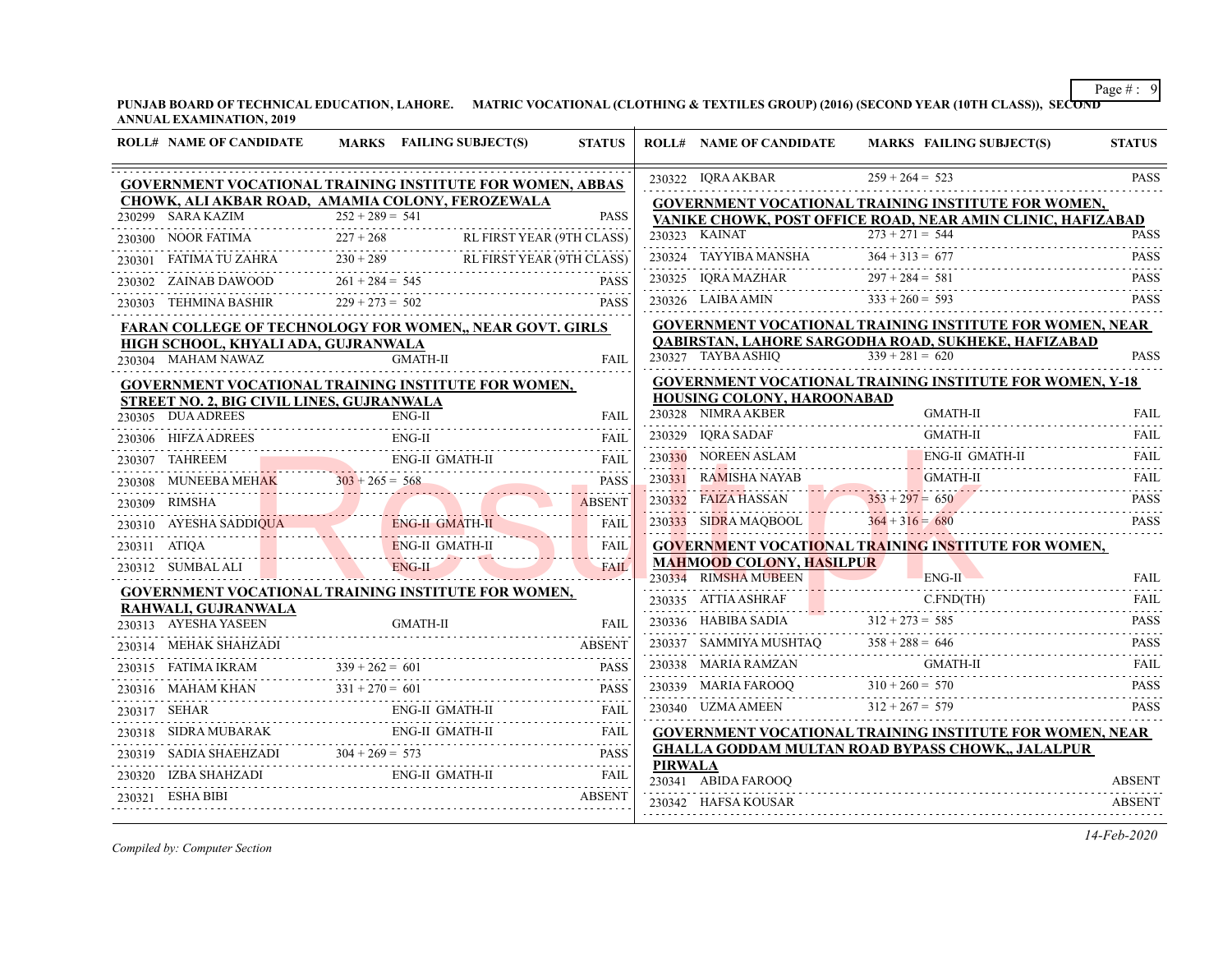**PUNJAB BOARD OF TECHNICAL EDUCATION, LAHORE. MATRIC VOCATIONAL (CLOTHING & TEXTILES GROUP) (2016) (SECOND YEAR (10TH CLASS)), SECOND ANNUAL EXAMINATION, 2019**

| ROLL# | NAME OF CANDIDATE | MARKS | FAILING SUBJECT(S) | STATUS |
|---|---|---|---|---|
| **GOVERNMENT VOCATIONAL TRAINING INSTITUTE FOR WOMEN, ABBAS CHOWK, ALI AKBAR ROAD, AMAMIA COLONY, FEROZEWALA** | | | | |
| 230299 | SARA KAZIM | 252 + 289 = 541 | | PASS |
| 230300 | NOOR FATIMA | 227 + 268 | RL FIRST YEAR (9TH CLASS) | |
| 230301 | FATIMA TU ZAHRA | 230 + 289 | RL FIRST YEAR (9TH CLASS) | |
| 230302 | ZAINAB DAWOOD | 261 + 284 = 545 | | PASS |
| 230303 | TEHMINA BASHIR | 229 + 273 = 502 | | PASS |
| **FARAN COLLEGE OF TECHNOLOGY FOR WOMEN,, NEAR GOVT. GIRLS HIGH SCHOOL, KHYALI ADA, GUJRANWALA** | | | | |
| 230304 | MAHAM NAWAZ | | GMATH-II | FAIL |
| **GOVERNMENT VOCATIONAL TRAINING INSTITUTE FOR WOMEN, STREET NO. 2, BIG CIVIL LINES, GUJRANWALA** | | | | |
| 230305 | DUA ADREES | | ENG-II | FAIL |
| 230306 | HIFZA ADREES | | ENG-II | FAIL |
| 230307 | TAHREEM | | ENG-II GMATH-II | FAIL |
| 230308 | MUNEEBA MEHAK | 303 + 265 = 568 | | PASS |
| 230309 | RIMSHA | | | ABSENT |
| 230310 | AYESHA SADDIQUA | | ENG-II GMATH-II | FAIL |
| 230311 | ATIQA | | ENG-II GMATH-II | FAIL |
| 230312 | SUMBAL ALI | | ENG-II | FAIL |
| **GOVERNMENT VOCATIONAL TRAINING INSTITUTE FOR WOMEN, RAHWALI, GUJRANWALA** | | | | |
| 230313 | AYESHA YASEEN | | GMATH-II | FAIL |
| 230314 | MEHAK SHAHZADI | | | ABSENT |
| 230315 | FATIMA IKRAM | 339 + 262 = 601 | | PASS |
| 230316 | MAHAM KHAN | 331 + 270 = 601 | | PASS |
| 230317 | SEHAR | | ENG-II GMATH-II | FAIL |
| 230318 | SIDRA MUBARAK | | ENG-II GMATH-II | FAIL |
| 230319 | SADIA SHAEHZADI | 304 + 269 = 573 | | PASS |
| 230320 | IZBA SHAHZADI | | ENG-II GMATH-II | FAIL |
| 230321 | ESHA BIBI | | | ABSENT |
| 230322 | IQRA AKBAR | 259 + 264 = 523 | | PASS |
| **GOVERNMENT VOCATIONAL TRAINING INSTITUTE FOR WOMEN, VANIKE CHOWK, POST OFFICE ROAD, NEAR AMIN CLINIC, HAFIZABAD** | | | | |
| 230323 | KAINAT | 273 + 271 = 544 | | PASS |
| 230324 | TAYYIBA MANSHA | 364 + 313 = 677 | | PASS |
| 230325 | IQRA MAZHAR | 297 + 284 = 581 | | PASS |
| 230326 | LAIBA AMIN | 333 + 260 = 593 | | PASS |
| **GOVERNMENT VOCATIONAL TRAINING INSTITUTE FOR WOMEN, NEAR QABIRSTAN, LAHORE SARGODHA ROAD, SUKHEKE, HAFIZABAD** | | | | |
| 230327 | TAYBA ASHIQ | 339 + 281 = 620 | | PASS |
| **GOVERNMENT VOCATIONAL TRAINING INSTITUTE FOR WOMEN, Y-18 HOUSING COLONY, HAROONABAD** | | | | |
| 230328 | NIMRA AKBER | | GMATH-II | FAIL |
| 230329 | IQRA SADAF | | GMATH-II | FAIL |
| 230330 | NOREEN ASLAM | | ENG-II GMATH-II | FAIL |
| 230331 | RAMISHA NAYAB | | GMATH-II | FAIL |
| 230332 | FAIZA HASSAN | 353 + 297 = 650 | | PASS |
| 230333 | SIDRA MAQBOOL | 364 + 316 = 680 | | PASS |
| **GOVERNMENT VOCATIONAL TRAINING INSTITUTE FOR WOMEN, MAHMOOD COLONY, HASILPUR** | | | | |
| 230334 | RIMSHA MUBEEN | | ENG-II | FAIL |
| 230335 | ATTIA ASHRAF | | C.FND(TH) | FAIL |
| 230336 | HABIBA SADIA | 312 + 273 = 585 | | PASS |
| 230337 | SAMMIYA MUSHTAQ | 358 + 288 = 646 | | PASS |
| 230338 | MARIA RAMZAN | | GMATH-II | FAIL |
| 230339 | MARIA FAROOQ | 310 + 260 = 570 | | PASS |
| 230340 | UZMA AMEEN | 312 + 267 = 579 | | PASS |
| **GOVERNMENT VOCATIONAL TRAINING INSTITUTE FOR WOMEN, NEAR GHALLA GODDAM MULTAN ROAD BYPASS CHOWK,, JALALPUR PIRWALA** | | | | |
| 230341 | ABIDA FAROOQ | | | ABSENT |
| 230342 | HAFSA KOUSAR | | | ABSENT |

*Compiled by: Computer Section*

*14-Feb-2020*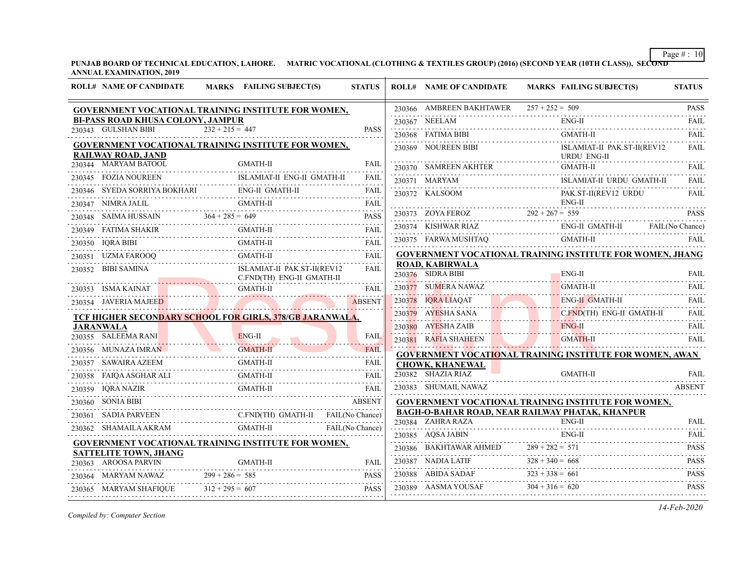**PUNJAB BOARD OF TECHNICAL EDUCATION, LAHORE. MATRIC VOCATIONAL (CLOTHING & TEXTILES GROUP) (2016) (SECOND YEAR (10TH CLASS)), SECOND ANNUAL EXAMINATION, 2019**

| ROLL# | NAME OF CANDIDATE | MARKS | FAILING SUBJECT(S) | STATUS |
|---|---|---|---|---|
| **GOVERNMENT VOCATIONAL TRAINING INSTITUTE FOR WOMEN, BI-PASS ROAD KHUSA COLONY, JAMPUR** | | | | |
| 230343 | GULSHAN BIBI | 232 + 215 = 447 | | PASS |
| **GOVERNMENT VOCATIONAL TRAINING INSTITUTE FOR WOMEN, RAILWAY ROAD, JAND** | | | | |
| 230344 | MARYAM BATOOL | | GMATH-II | FAIL |
| 230345 | FOZIA NOUREEN | | ISLAMIAT-II ENG-II GMATH-II | FAIL |
| 230346 | SYEDA SORRIYA BOKHARI | | ENG-II GMATH-II | FAIL |
| 230347 | NIMRA JALIL | | GMATH-II | FAIL |
| 230348 | SAIMA HUSSAIN | 364 + 285 = 649 | | PASS |
| 230349 | FATIMA SHAKIR | | GMATH-II | FAIL |
| 230350 | IQRA BIBI | | GMATH-II | FAIL |
| 230351 | UZMA FAROOQ | | GMATH-II | FAIL |
| 230352 | BIBI SAMINA | | ISLAMIAT-II PAK.ST-II(REV12 C.FND(TH) ENG-II GMATH-II | FAIL |
| 230353 | ISMA KAINAT | | GMATH-II | FAIL |
| 230354 | JAVERIA MAJEED | | | ABSENT |
| **TCF HIGHER SECONDARY SCHOOL FOR GIRLS, 378/GB JARANWALA, JARANWALA** | | | | |
| 230355 | SALEEMA RANI | | ENG-II | FAIL |
| 230356 | MUNAZA IMRAN | | GMATH-II | FAIL |
| 230357 | SAWAIRA AZEEM | | GMATH-II | FAIL |
| 230358 | FAIQA ASGHAR ALI | | GMATH-II | FAIL |
| 230359 | IQRA NAZIR | | GMATH-II | FAIL |
| 230360 | SONIA BIBI | | | ABSENT |
| 230361 | SADIA PARVEEN | | C.FND(TH) GMATH-II | FAIL(No Chance) |
| 230362 | SHAMAILA AKRAM | | GMATH-II | FAIL(No Chance) |
| **GOVERNMENT VOCATIONAL TRAINING INSTITUTE FOR WOMEN, SATTELITE TOWN, JHANG** | | | | |
| 230363 | AROOSA PARVIN | | GMATH-II | FAIL |
| 230364 | MARYAM NAWAZ | 299 + 286 = 585 | | PASS |
| 230365 | MARYAM SHAFIQUE | 312 + 295 = 607 | | PASS |
| 230366 | AMBREEN BAKHTAWER | 257 + 252 = 509 | | PASS |
| 230367 | NEELAM | | ENG-II | FAIL |
| 230368 | FATIMA BIBI | | GMATH-II | FAIL |
| 230369 | NOUREEN BIBI | | ISLAMIAT-II PAK.ST-II(REV12 URDU ENG-II | FAIL |
| 230370 | SAMREEN AKHTER | | GMATH-II | FAIL |
| 230371 | MARYAM | | ISLAMIAT-II URDU GMATH-II | FAIL |
| 230372 | KALSOOM | | PAK.ST-II(REV12 URDU ENG-II | FAIL |
| 230373 | ZOYA FEROZ | 292 + 267 = 559 | | PASS |
| 230374 | KISHWAR RIAZ | | ENG-II GMATH-II | FAIL(No Chance) |
| 230375 | FARWA MUSHTAQ | | GMATH-II | FAIL |
| **GOVERNMENT VOCATIONAL TRAINING INSTITUTE FOR WOMEN, JHANG ROAD, KABIRWALA** | | | | |
| 230376 | SIDRA BIBI | | ENG-II | FAIL |
| 230377 | SUMERA NAWAZ | | GMATH-II | FAIL |
| 230378 | IQRA LIAQAT | | ENG-II GMATH-II | FAIL |
| 230379 | AYESHA SANA | | C.FND(TH) ENG-II GMATH-II | FAIL |
| 230380 | AYESHA ZAIB | | ENG-II | FAIL |
| 230381 | RAFIA SHAHEEN | | GMATH-II | FAIL |
| **GOVERNMENT VOCATIONAL TRAINING INSTITUTE FOR WOMEN, AWAN CHOWK, KHANEWAL** | | | | |
| 230382 | SHAZIA RIAZ | | GMATH-II | FAIL |
| 230383 | SHUMAIL NAWAZ | | | ABSENT |
| **GOVERNMENT VOCATIONAL TRAINING INSTITUTE FOR WOMEN, BAGH-O-BAHAR ROAD, NEAR RAILWAY PHATAK, KHANPUR** | | | | |
| 230384 | ZAHRA RAZA | | ENG-II | FAIL |
| 230385 | AQSA JABIN | | ENG-II | FAIL |
| 230386 | BAKHTAWAR AHMED | 289 + 282 = 571 | | PASS |
| 230387 | NADIA LATIF | 328 + 340 = 668 | | PASS |
| 230388 | ABIDA SADAF | 323 + 338 = 661 | | PASS |
| 230389 | AASMA YOUSAF | 304 + 316 = 620 | | PASS |

*Compiled by: Computer Section*

*14-Feb-2020*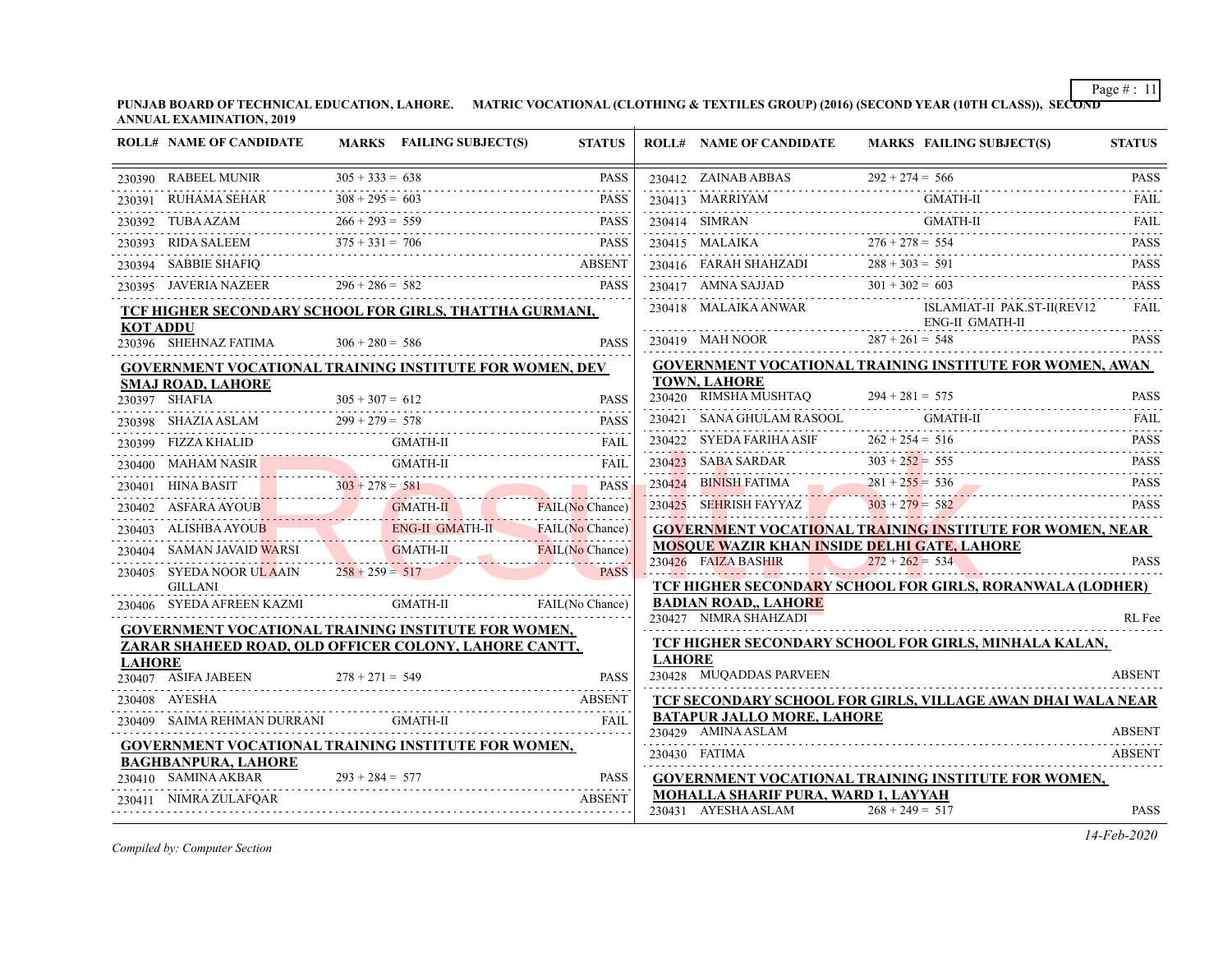**PUNJAB BOARD OF TECHNICAL EDUCATION, LAHORE. MATRIC VOCATIONAL (CLOTHING & TEXTILES GROUP) (2016) (SECOND YEAR (10TH CLASS)), SECOND ANNUAL EXAMINATION, 2019**

| ROLL# | NAME OF CANDIDATE | MARKS | FAILING SUBJECT(S) | STATUS |
|---|---|---|---|---|
| 230390 | RABEEL MUNIR | 305 + 333 = 638 | | PASS |
| 230391 | RUHAMA SEHAR | 308 + 295 = 603 | | PASS |
| 230392 | TUBA AZAM | 266 + 293 = 559 | | PASS |
| 230393 | RIDA SALEEM | 375 + 331 = 706 | | PASS |
| 230394 | SABBIE SHAFIQ | | | ABSENT |
| 230395 | JAVERIA NAZEER | 296 + 286 = 582 | | PASS |

**TCF HIGHER SECONDARY SCHOOL FOR GIRLS, THATTHA GURMANI, KOT ADDU**

| ROLL# | NAME OF CANDIDATE | MARKS | FAILING SUBJECT(S) | STATUS |
|---|---|---|---|---|
| 230396 | SHEHNAZ FATIMA | 306 + 280 = 586 | | PASS |

**GOVERNMENT VOCATIONAL TRAINING INSTITUTE FOR WOMEN, DEV SMAJ ROAD, LAHORE**

| ROLL# | NAME OF CANDIDATE | MARKS | FAILING SUBJECT(S) | STATUS |
|---|---|---|---|---|
| 230397 | SHAFIA | 305 + 307 = 612 | | PASS |
| 230398 | SHAZIA ASLAM | 299 + 279 = 578 | | PASS |
| 230399 | FIZZA KHALID | | GMATH-II | FAIL |
| 230400 | MAHAM NASIR | | GMATH-II | FAIL |
| 230401 | HINA BASIT | 303 + 278 = 581 | | PASS |
| 230402 | ASFARA AYOUB | | GMATH-II | FAIL(No Chance) |
| 230403 | ALISHBA AYOUB | | ENG-II GMATH-II | FAIL(No Chance) |
| 230404 | SAMAN JAVAID WARSI | | GMATH-II | FAIL(No Chance) |
| 230405 | SYEDA NOOR UL AAIN GILLANI | 258 + 259 = 517 | | PASS |
| 230406 | SYEDA AFREEN KAZMI | | GMATH-II | FAIL(No Chance) |

**GOVERNMENT VOCATIONAL TRAINING INSTITUTE FOR WOMEN, ZARAR SHAHEED ROAD, OLD OFFICER COLONY, LAHORE CANTT, LAHORE**

| ROLL# | NAME OF CANDIDATE | MARKS | FAILING SUBJECT(S) | STATUS |
|---|---|---|---|---|
| 230407 | ASIFA JABEEN | 278 + 271 = 549 | | PASS |
| 230408 | AYESHA | | | ABSENT |
| 230409 | SAIMA REHMAN DURRANI | | GMATH-II | FAIL |

**GOVERNMENT VOCATIONAL TRAINING INSTITUTE FOR WOMEN, BAGHBANPURA, LAHORE**

| ROLL# | NAME OF CANDIDATE | MARKS | FAILING SUBJECT(S) | STATUS |
|---|---|---|---|---|
| 230410 | SAMINA AKBAR | 293 + 284 = 577 | | PASS |
| 230411 | NIMRA ZULAFQAR | | | ABSENT |
| 230412 | ZAINAB ABBAS | 292 + 274 = 566 | | PASS |
| 230413 | MARRIYAM | | GMATH-II | FAIL |
| 230414 | SIMRAN | | GMATH-II | FAIL |
| 230415 | MALAIKA | 276 + 278 = 554 | | PASS |
| 230416 | FARAH SHAHZADI | 288 + 303 = 591 | | PASS |
| 230417 | AMNA SAJJAD | 301 + 302 = 603 | | PASS |
| 230418 | MALAIKA ANWAR | | ISLAMIAT-II PAK.ST-II(REV12 ENG-II GMATH-II | FAIL |
| 230419 | MAH NOOR | 287 + 261 = 548 | | PASS |

**GOVERNMENT VOCATIONAL TRAINING INSTITUTE FOR WOMEN, AWAN TOWN, LAHORE**

| ROLL# | NAME OF CANDIDATE | MARKS | FAILING SUBJECT(S) | STATUS |
|---|---|---|---|---|
| 230420 | RIMSHA MUSHTAQ | 294 + 281 = 575 | | PASS |
| 230421 | SANA GHULAM RASOOL | | GMATH-II | FAIL |
| 230422 | SYEDA FARIHA ASIF | 262 + 254 = 516 | | PASS |
| 230423 | SABA SARDAR | 303 + 252 = 555 | | PASS |
| 230424 | BINISH FATIMA | 281 + 255 = 536 | | PASS |
| 230425 | SEHRISH FAYYAZ | 303 + 279 = 582 | | PASS |

**GOVERNMENT VOCATIONAL TRAINING INSTITUTE FOR WOMEN, NEAR MOSQUE WAZIR KHAN INSIDE DELHI GATE, LAHORE**

| ROLL# | NAME OF CANDIDATE | MARKS | FAILING SUBJECT(S) | STATUS |
|---|---|---|---|---|
| 230426 | FAIZA BASHIR | 272 + 262 = 534 | | PASS |

**TCF HIGHER SECONDARY SCHOOL FOR GIRLS, RORANWALA (LODHER) BADIAN ROAD,, LAHORE**

| ROLL# | NAME OF CANDIDATE | MARKS | FAILING SUBJECT(S) | STATUS |
|---|---|---|---|---|
| 230427 | NIMRA SHAHZADI | | | RL Fee |

**TCF HIGHER SECONDARY SCHOOL FOR GIRLS, MINHALA KALAN, LAHORE**

| ROLL# | NAME OF CANDIDATE | MARKS | FAILING SUBJECT(S) | STATUS |
|---|---|---|---|---|
| 230428 | MUQADDAS PARVEEN | | | ABSENT |

**TCF SECONDARY SCHOOL FOR GIRLS, VILLAGE AWAN DHAI WALA NEAR BATAPUR JALLO MORE, LAHORE**

| ROLL# | NAME OF CANDIDATE | MARKS | FAILING SUBJECT(S) | STATUS |
|---|---|---|---|---|
| 230429 | AMINA ASLAM | | | ABSENT |
| 230430 | FATIMA | | | ABSENT |

**GOVERNMENT VOCATIONAL TRAINING INSTITUTE FOR WOMEN, MOHALLA SHARIF PURA, WARD 1, LAYYAH**

| ROLL# | NAME OF CANDIDATE | MARKS | FAILING SUBJECT(S) | STATUS |
|---|---|---|---|---|
| 230431 | AYESHA ASLAM | 268 + 249 = 517 | | PASS |

*Compiled by: Computer Section*

*14-Feb-2020*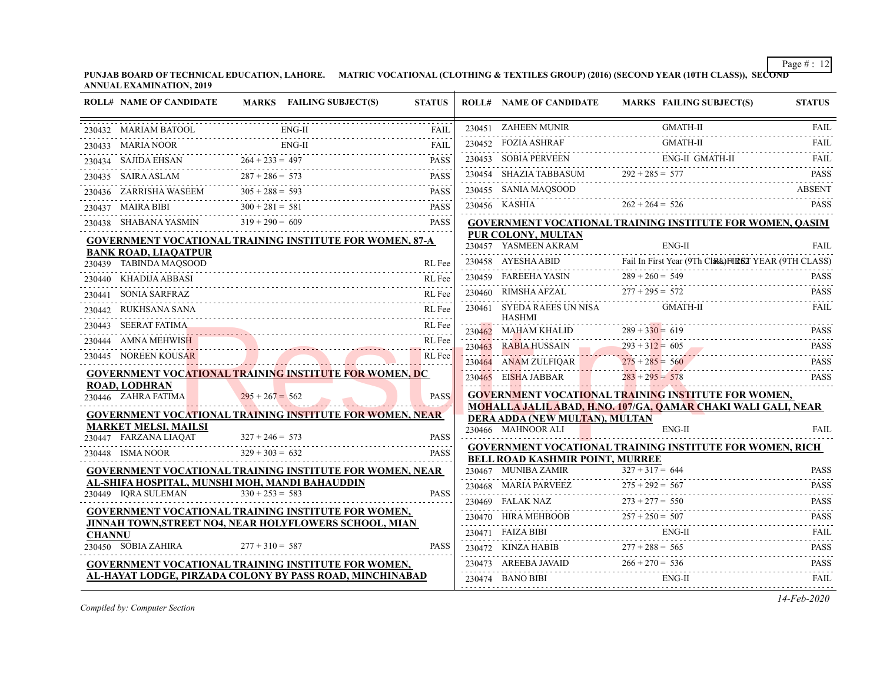**PUNJAB BOARD OF TECHNICAL EDUCATION, LAHORE. MATRIC VOCATIONAL (CLOTHING & TEXTILES GROUP) (2016) (SECOND YEAR (10TH CLASS)), SECOND ANNUAL EXAMINATION, 2019**

| ROLL# | NAME OF CANDIDATE | MARKS | FAILING SUBJECT(S) | STATUS |
|---|---|---|---|---|
| 230432 | MARIAM BATOOL | | ENG-II | FAIL |
| 230433 | MARIA NOOR | | ENG-II | FAIL |
| 230434 | SAJIDA EHSAN | 264 + 233 = 497 | | PASS |
| 230435 | SAIRA ASLAM | 287 + 286 = 573 | | PASS |
| 230436 | ZARRISHA WASEEM | 305 + 288 = 593 | | PASS |
| 230437 | MAIRA BIBI | 300 + 281 = 581 | | PASS |
| 230438 | SHABANA YASMIN | 319 + 290 = 609 | | PASS |

**GOVERNMENT VOCATIONAL TRAINING INSTITUTE FOR WOMEN, 87-A BANK ROAD, LIAQATPUR**

| ROLL# | NAME OF CANDIDATE | MARKS | FAILING SUBJECT(S) | STATUS |
|---|---|---|---|---|
| 230439 | TABINDA MAQSOOD | | | RL Fee |
| 230440 | KHADIJA ABBASI | | | RL Fee |
| 230441 | SONIA SARFRAZ | | | RL Fee |
| 230442 | RUKHSANA SANA | | | RL Fee |
| 230443 | SEERAT FATIMA | | | RL Fee |
| 230444 | AMNA MEHWISH | | | RL Fee |
| 230445 | NOREEN KOUSAR | | | RL Fee |

**GOVERNMENT VOCATIONAL TRAINING INSTITUTE FOR WOMEN, DC ROAD, LODHRAN**

| ROLL# | NAME OF CANDIDATE | MARKS | FAILING SUBJECT(S) | STATUS |
|---|---|---|---|---|
| 230446 | ZAHRA FATIMA | 295 + 267 = 562 | | PASS |

**GOVERNMENT VOCATIONAL TRAINING INSTITUTE FOR WOMEN, NEAR MARKET MELSI, MAILSI**

| ROLL# | NAME OF CANDIDATE | MARKS | FAILING SUBJECT(S) | STATUS |
|---|---|---|---|---|
| 230447 | FARZANA LIAQAT | 327 + 246 = 573 | | PASS |
| 230448 | ISMA NOOR | 329 + 303 = 632 | | PASS |

**GOVERNMENT VOCATIONAL TRAINING INSTITUTE FOR WOMEN, NEAR AL-SHIFA HOSPITAL, MUNSHI MOH, MANDI BAHAUDDIN**

| ROLL# | NAME OF CANDIDATE | MARKS | FAILING SUBJECT(S) | STATUS |
|---|---|---|---|---|
| 230449 | IQRA SULEMAN | 330 + 253 = 583 | | PASS |

**GOVERNMENT VOCATIONAL TRAINING INSTITUTE FOR WOMEN, JINNAH TOWN,STREET NO4, NEAR HOLYFLOWERS SCHOOL, MIAN CHANNU**

| ROLL# | NAME OF CANDIDATE | MARKS | FAILING SUBJECT(S) | STATUS |
|---|---|---|---|---|
| 230450 | SOBIA ZAHIRA | 277 + 310 = 587 | | PASS |

**GOVERNMENT VOCATIONAL TRAINING INSTITUTE FOR WOMEN, AL-HAYAT LODGE, PIRZADA COLONY BY PASS ROAD, MINCHINABAD**

| ROLL# | NAME OF CANDIDATE | MARKS | FAILING SUBJECT(S) | STATUS |
|---|---|---|---|---|
| 230451 | ZAHEEN MUNIR | | GMATH-II | FAIL |
| 230452 | FOZIA ASHRAF | | GMATH-II | FAIL |
| 230453 | SOBIA PERVEEN | | ENG-II GMATH-II | FAIL |
| 230454 | SHAZIA TABBASUM | 292 + 285 = 577 | | PASS |
| 230455 | SANIA MAQSOOD | | | ABSENT |
| 230456 | KASHIA | 262 + 264 = 526 | | PASS |

**GOVERNMENT VOCATIONAL TRAINING INSTITUTE FOR WOMEN, QASIM PUR COLONY, MULTAN**

| ROLL# | NAME OF CANDIDATE | MARKS | FAILING SUBJECT(S) | STATUS |
|---|---|---|---|---|
| 230457 | YASMEEN AKRAM | | ENG-II | FAIL |
| 230458 | AYESHA ABID | Fail In First Year (9Th Class) | FIRST YEAR (9TH CLASS) | RL |
| 230459 | FAREEHA YASIN | 289 + 260 = 549 | | PASS |
| 230460 | RIMSHA AFZAL | 277 + 295 = 572 | | PASS |
| 230461 | SYEDA RAEES UN NISA HASHMI | | GMATH-II | FAIL |
| 230462 | MAHAM KHALID | 289 + 330 = 619 | | PASS |
| 230463 | RABIA HUSSAIN | 293 + 312 = 605 | | PASS |
| 230464 | ANAM ZULFIQAR | 275 + 285 = 560 | | PASS |
| 230465 | EISHA JABBAR | 283 + 295 = 578 | | PASS |

**GOVERNMENT VOCATIONAL TRAINING INSTITUTE FOR WOMEN, MOHALLA JALILABAD, H.NO. 107/GA, QAMAR CHAKI WALI GALI, NEAR DERA ADDA (NEW MULTAN), MULTAN**

| ROLL# | NAME OF CANDIDATE | MARKS | FAILING SUBJECT(S) | STATUS |
|---|---|---|---|---|
| 230466 | MAHNOOR ALI | | ENG-II | FAIL |

**GOVERNMENT VOCATIONAL TRAINING INSTITUTE FOR WOMEN, RICH BELL ROAD KASHMIR POINT, MURREE**

| ROLL# | NAME OF CANDIDATE | MARKS | FAILING SUBJECT(S) | STATUS |
|---|---|---|---|---|
| 230467 | MUNIBA ZAMIR | 327 + 317 = 644 | | PASS |
| 230468 | MARIA PARVEEZ | 275 + 292 = 567 | | PASS |
| 230469 | FALAK NAZ | 273 + 277 = 550 | | PASS |
| 230470 | HIRA MEHBOOB | 257 + 250 = 507 | | PASS |
| 230471 | FAIZA BIBI | | ENG-II | FAIL |
| 230472 | KINZA HABIB | 277 + 288 = 565 | | PASS |
| 230473 | AREEBA JAVAID | 266 + 270 = 536 | | PASS |
| 230474 | BANO BIBI | | ENG-II | FAIL |

*Compiled by: Computer Section*

*14-Feb-2020*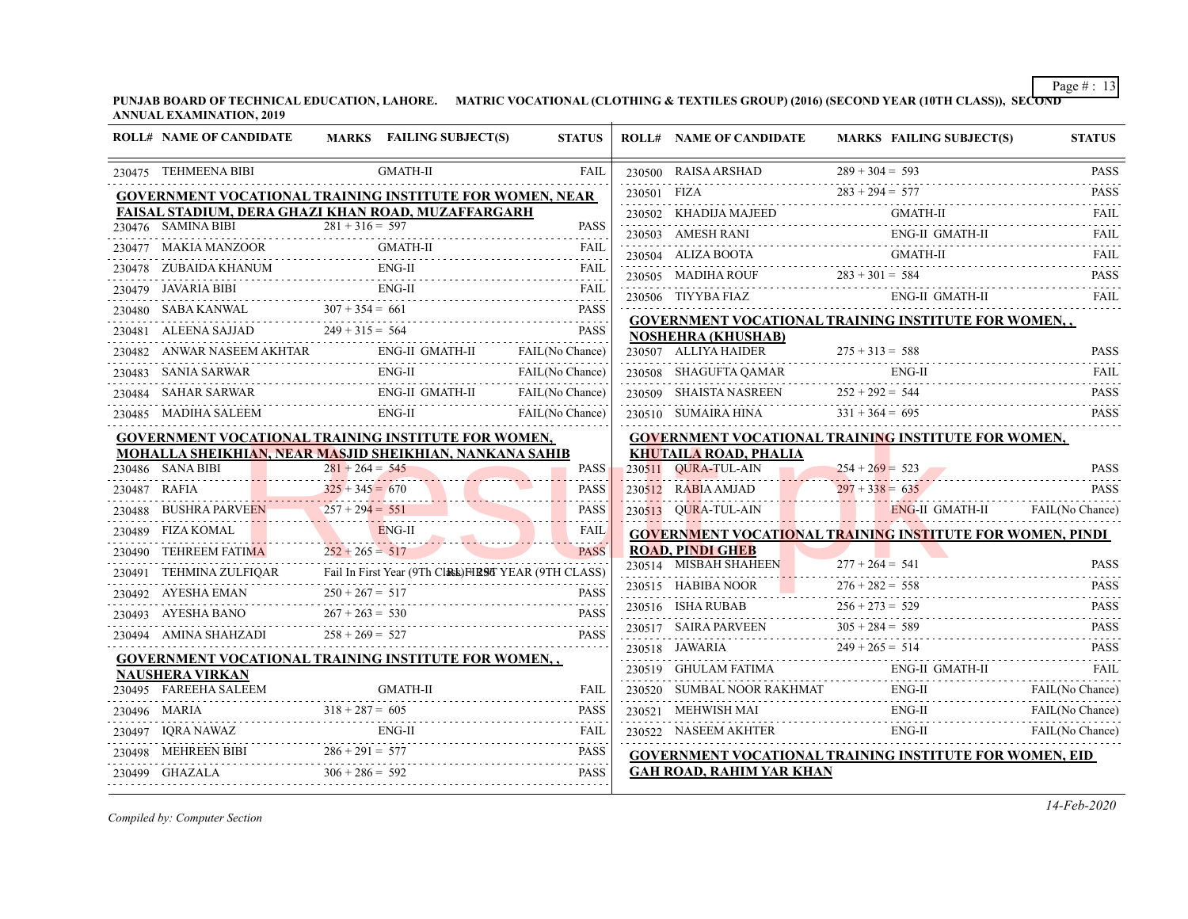**PUNJAB BOARD OF TECHNICAL EDUCATION, LAHORE. MATRIC VOCATIONAL (CLOTHING & TEXTILES GROUP) (2016) (SECOND YEAR (10TH CLASS)), SECOND ANNUAL EXAMINATION, 2019**

| ROLL# | NAME OF CANDIDATE | MARKS | FAILING SUBJECT(S) | STATUS |
|---|---|---|---|---|
| 230475 | TEHMEENA BIBI | | GMATH-II | FAIL |

**GOVERNMENT VOCATIONAL TRAINING INSTITUTE FOR WOMEN, NEAR FAISAL STADIUM, DERA GHAZI KHAN ROAD, MUZAFFARGARH**

| ROLL# | NAME OF CANDIDATE | MARKS | FAILING SUBJECT(S) | STATUS |
|---|---|---|---|---|
| 230476 | SAMINA BIBI | 281 + 316 = 597 | | PASS |
| 230477 | MAKIA MANZOOR | | GMATH-II | FAIL |
| 230478 | ZUBAIDA KHANUM | | ENG-II | FAIL |
| 230479 | JAVARIA BIBI | | ENG-II | FAIL |
| 230480 | SABA KANWAL | 307 + 354 = 661 | | PASS |
| 230481 | ALEENA SAJJAD | 249 + 315 = 564 | | PASS |
| 230482 | ANWAR NASEEM AKHTAR | | ENG-II GMATH-II | FAIL(No Chance) |
| 230483 | SANIA SARWAR | | ENG-II | FAIL(No Chance) |
| 230484 | SAHAR SARWAR | | ENG-II GMATH-II | FAIL(No Chance) |
| 230485 | MADIHA SALEEM | | ENG-II | FAIL(No Chance) |

**GOVERNMENT VOCATIONAL TRAINING INSTITUTE FOR WOMEN, MOHALLA SHEIKHIAN, NEAR MASJID SHEIKHIAN, NANKANA SAHIB**

| ROLL# | NAME OF CANDIDATE | MARKS | FAILING SUBJECT(S) | STATUS |
|---|---|---|---|---|
| 230486 | SANA BIBI | 281 + 264 = 545 | | PASS |
| 230487 | RAFIA | 325 + 345 = 670 | | PASS |
| 230488 | BUSHRA PARVEEN | 257 + 294 = 551 | | PASS |
| 230489 | FIZA KOMAL | | ENG-II | FAIL |
| 230490 | TEHREEM FATIMA | 252 + 265 = 517 | | PASS |
| 230491 | TEHMINA ZULFIQAR | Fail In First Year (9Th Class) FIRST YEAR (9TH CLASS) | | R.L. | 
| 230492 | AYESHA EMAN | 250 + 267 = 517 | | PASS |
| 230493 | AYESHA BANO | 267 + 263 = 530 | | PASS |
| 230494 | AMINA SHAHZADI | 258 + 269 = 527 | | PASS |

**GOVERNMENT VOCATIONAL TRAINING INSTITUTE FOR WOMEN, , NAUSHERA VIRKAN**

| ROLL# | NAME OF CANDIDATE | MARKS | FAILING SUBJECT(S) | STATUS |
|---|---|---|---|---|
| 230495 | FAREEHA SALEEM | | GMATH-II | FAIL |
| 230496 | MARIA | 318 + 287 = 605 | | PASS |
| 230497 | IQRA NAWAZ | | ENG-II | FAIL |
| 230498 | MEHREEN BIBI | 286 + 291 = 577 | | PASS |
| 230499 | GHAZALA | 306 + 286 = 592 | | PASS |
| 230500 | RAISA ARSHAD | 289 + 304 = 593 | | PASS |
| 230501 | FIZA | 283 + 294 = 577 | | PASS |
| 230502 | KHADIJA MAJEED | | GMATH-II | FAIL |
| 230503 | AMESH RANI | | ENG-II GMATH-II | FAIL |
| 230504 | ALIZA BOOTA | | GMATH-II | FAIL |
| 230505 | MADIHA ROUF | 283 + 301 = 584 | | PASS |
| 230506 | TIYYBA FIAZ | | ENG-II GMATH-II | FAIL |

**GOVERNMENT VOCATIONAL TRAINING INSTITUTE FOR WOMEN, , NOSHEHRA (KHUSHAB)**

| ROLL# | NAME OF CANDIDATE | MARKS | FAILING SUBJECT(S) | STATUS |
|---|---|---|---|---|
| 230507 | ALLIYA HAIDER | 275 + 313 = 588 | | PASS |
| 230508 | SHAGUFTA QAMAR | | ENG-II | FAIL |
| 230509 | SHAISTA NASREEN | 252 + 292 = 544 | | PASS |
| 230510 | SUMAIRA HINA | 331 + 364 = 695 | | PASS |

**GOVERNMENT VOCATIONAL TRAINING INSTITUTE FOR WOMEN, KHUTAILA ROAD, PHALIA**

| ROLL# | NAME OF CANDIDATE | MARKS | FAILING SUBJECT(S) | STATUS |
|---|---|---|---|---|
| 230511 | QURA-TUL-AIN | 254 + 269 = 523 | | PASS |
| 230512 | RABIA AMJAD | 297 + 338 = 635 | | PASS |
| 230513 | QURA-TUL-AIN | | ENG-II GMATH-II | FAIL(No Chance) |

**GOVERNMENT VOCATIONAL TRAINING INSTITUTE FOR WOMEN, PINDI ROAD, PINDI GHEB**

| ROLL# | NAME OF CANDIDATE | MARKS | FAILING SUBJECT(S) | STATUS |
|---|---|---|---|---|
| 230514 | MISBAH SHAHEEN | 277 + 264 = 541 | | PASS |
| 230515 | HABIBA NOOR | 276 + 282 = 558 | | PASS |
| 230516 | ISHA RUBAB | 256 + 273 = 529 | | PASS |
| 230517 | SAIRA PARVEEN | 305 + 284 = 589 | | PASS |
| 230518 | JAWARIA | 249 + 265 = 514 | | PASS |
| 230519 | GHULAM FATIMA | | ENG-II GMATH-II | FAIL |
| 230520 | SUMBAL NOOR RAKHMAT | | ENG-II | FAIL(No Chance) |
| 230521 | MEHWISH MAI | | ENG-II | FAIL(No Chance) |
| 230522 | NASEEM AKHTER | | ENG-II | FAIL(No Chance) |

**GOVERNMENT VOCATIONAL TRAINING INSTITUTE FOR WOMEN, EID GAH ROAD, RAHIM YAR KHAN**

*Compiled by: Computer Section*

*14-Feb-2020*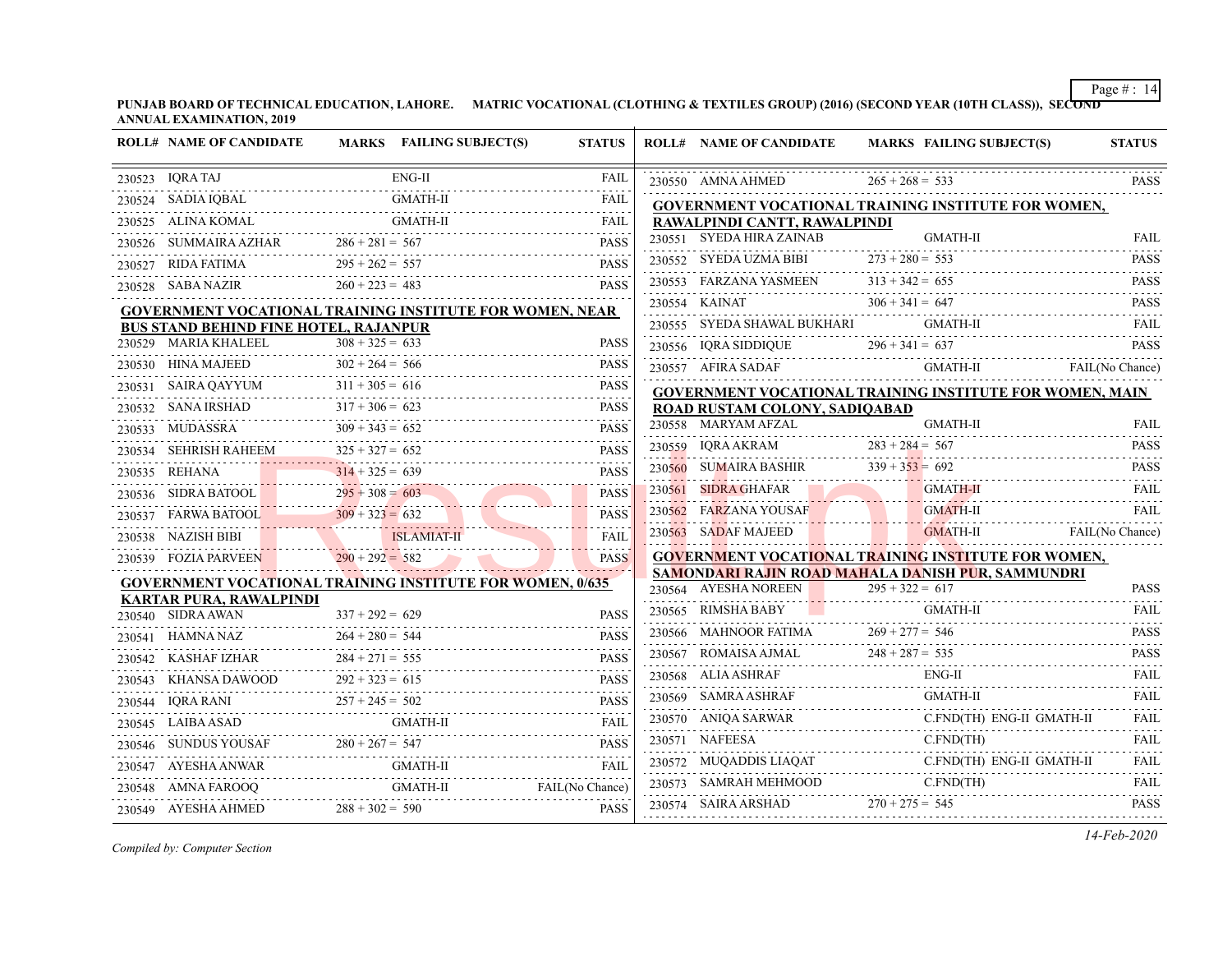PUNJAB BOARD OF TECHNICAL EDUCATION, LAHORE. MATRIC VOCATIONAL (CLOTHING & TEXTILES GROUP) (2016) (SECOND YEAR (10TH CLASS)), SECOND ANNUAL EXAMINATION, 2019

| ROLL# | NAME OF CANDIDATE | MARKS | FAILING SUBJECT(S) | STATUS |
|---|---|---|---|---|
| 230523 | IQRA TAJ | | ENG-II | FAIL |
| 230524 | SADIA IQBAL | | GMATH-II | FAIL |
| 230525 | ALINA KOMAL | | GMATH-II | FAIL |
| 230526 | SUMMAIRA AZHAR | 286 + 281 = 567 | | PASS |
| 230527 | RIDA FATIMA | 295 + 262 = 557 | | PASS |
| 230528 | SABA NAZIR | 260 + 223 = 483 | | PASS |

**GOVERNMENT VOCATIONAL TRAINING INSTITUTE FOR WOMEN, NEAR BUS STAND BEHIND FINE HOTEL, RAJANPUR**

| ROLL# | NAME OF CANDIDATE | MARKS | FAILING SUBJECT(S) | STATUS |
|---|---|---|---|---|
| 230529 | MARIA KHALEEL | 308 + 325 = 633 | | PASS |
| 230530 | HINA MAJEED | 302 + 264 = 566 | | PASS |
| 230531 | SAIRA QAYYUM | 311 + 305 = 616 | | PASS |
| 230532 | SANA IRSHAD | 317 + 306 = 623 | | PASS |
| 230533 | MUDASSRA | 309 + 343 = 652 | | PASS |
| 230534 | SEHRISH RAHEEM | 325 + 327 = 652 | | PASS |
| 230535 | REHANA | 314 + 325 = 639 | | PASS |
| 230536 | SIDRA BATOOL | 295 + 308 = 603 | | PASS |
| 230537 | FARWA BATOOL | 309 + 323 = 632 | | PASS |
| 230538 | NAZISH BIBI | | ISLAMIAT-II | FAIL |
| 230539 | FOZIA PARVEEN | 290 + 292 = 582 | | PASS |

**GOVERNMENT VOCATIONAL TRAINING INSTITUTE FOR WOMEN, 0/635 KARTAR PURA, RAWALPINDI**

| ROLL# | NAME OF CANDIDATE | MARKS | FAILING SUBJECT(S) | STATUS |
|---|---|---|---|---|
| 230540 | SIDRA AWAN | 337 + 292 = 629 | | PASS |
| 230541 | HAMNA NAZ | 264 + 280 = 544 | | PASS |
| 230542 | KASHAF IZHAR | 284 + 271 = 555 | | PASS |
| 230543 | KHANSA DAWOOD | 292 + 323 = 615 | | PASS |
| 230544 | IQRA RANI | 257 + 245 = 502 | | PASS |
| 230545 | LAIBA ASAD | | GMATH-II | FAIL |
| 230546 | SUNDUS YOUSAF | 280 + 267 = 547 | | PASS |
| 230547 | AYESHA ANWAR | | GMATH-II | FAIL |
| 230548 | AMNA FAROOQ | | GMATH-II | FAIL(No Chance) |
| 230549 | AYESHA AHMED | 288 + 302 = 590 | | PASS |
| 230550 | AMNA AHMED | 265 + 268 = 533 | | PASS |

**GOVERNMENT VOCATIONAL TRAINING INSTITUTE FOR WOMEN, RAWALPINDI CANTT, RAWALPINDI**

| ROLL# | NAME OF CANDIDATE | MARKS | FAILING SUBJECT(S) | STATUS |
|---|---|---|---|---|
| 230551 | SYEDA HIRA ZAINAB | | GMATH-II | FAIL |
| 230552 | SYEDA UZMA BIBI | 273 + 280 = 553 | | PASS |
| 230553 | FARZANA YASMEEN | 313 + 342 = 655 | | PASS |
| 230554 | KAINAT | 306 + 341 = 647 | | PASS |
| 230555 | SYEDA SHAWAL BUKHARI | | GMATH-II | FAIL |
| 230556 | IQRA SIDDIQUE | 296 + 341 = 637 | | PASS |
| 230557 | AFIRA SADAF | | GMATH-II | FAIL(No Chance) |

**GOVERNMENT VOCATIONAL TRAINING INSTITUTE FOR WOMEN, MAIN ROAD RUSTAM COLONY, SADIQABAD**

| ROLL# | NAME OF CANDIDATE | MARKS | FAILING SUBJECT(S) | STATUS |
|---|---|---|---|---|
| 230558 | MARYAM AFZAL | | GMATH-II | FAIL |
| 230559 | IQRA AKRAM | 283 + 284 = 567 | | PASS |
| 230560 | SUMAIRA BASHIR | 339 + 353 = 692 | | PASS |
| 230561 | SIDRA GHAFAR | | GMATH-II | FAIL |
| 230562 | FARZANA YOUSAF | | GMATH-II | FAIL |
| 230563 | SADAF MAJEED | | GMATH-II | FAIL(No Chance) |

**GOVERNMENT VOCATIONAL TRAINING INSTITUTE FOR WOMEN, SAMONDARI RAJIN ROAD MAHALA DANISH PUR, SAMMUNDRI**

| ROLL# | NAME OF CANDIDATE | MARKS | FAILING SUBJECT(S) | STATUS |
|---|---|---|---|---|
| 230564 | AYESHA NOREEN | 295 + 322 = 617 | | PASS |
| 230565 | RIMSHA BABY | | GMATH-II | FAIL |
| 230566 | MAHNOOR FATIMA | 269 + 277 = 546 | | PASS |
| 230567 | ROMAISA AJMAL | 248 + 287 = 535 | | PASS |
| 230568 | ALIA ASHRAF | | ENG-II | FAIL |
| 230569 | SAMRA ASHRAF | | GMATH-II | FAIL |
| 230570 | ANIQA SARWAR | | C.FND(TH) ENG-II GMATH-II | FAIL |
| 230571 | NAFEESA | | C.FND(TH) | FAIL |
| 230572 | MUQADDIS LIAQAT | | C.FND(TH) ENG-II GMATH-II | FAIL |
| 230573 | SAMRAH MEHMOOD | | C.FND(TH) | FAIL |
| 230574 | SAIRA ARSHAD | 270 + 275 = 545 | | PASS |

*Compiled by: Computer Section*

*14-Feb-2020*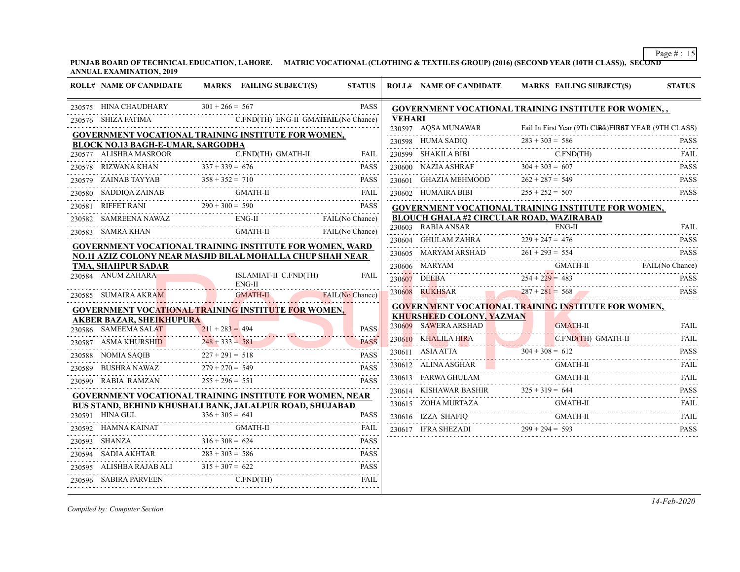**PUNJAB BOARD OF TECHNICAL EDUCATION, LAHORE. MATRIC VOCATIONAL (CLOTHING & TEXTILES GROUP) (2016) (SECOND YEAR (10TH CLASS)), SECOND ANNUAL EXAMINATION, 2019**

| ROLL# | NAME OF CANDIDATE | MARKS | FAILING SUBJECT(S) | STATUS |
|---|---|---|---|---|
| 230575 | HINA CHAUDHARY | 301 + 266 = 567 | | PASS |
| 230576 | SHIZA FATIMA | | C.FND(TH) ENG-II GMATH-II | FAIL(No Chance) |

**GOVERNMENT VOCATIONAL TRAINING INSTITUTE FOR WOMEN, BLOCK NO.13 BAGH-E-UMAR, SARGODHA**

| ROLL# | NAME OF CANDIDATE | MARKS | FAILING SUBJECT(S) | STATUS |
|---|---|---|---|---|
| 230577 | ALISHBA MASROOR | | C.FND(TH) GMATH-II | FAIL |
| 230578 | RIZWANA KHAN | 337 + 339 = 676 | | PASS |
| 230579 | ZAINAB TAYYAB | 358 + 352 = 710 | | PASS |
| 230580 | SADDIQA ZAINAB | | GMATH-II | FAIL |
| 230581 | RIFFET RANI | 290 + 300 = 590 | | PASS |
| 230582 | SAMREENA NAWAZ | | ENG-II | FAIL(No Chance) |
| 230583 | SAMRA KHAN | | GMATH-II | FAIL(No Chance) |

**GOVERNMENT VOCATIONAL TRAINING INSTITUTE FOR WOMEN, WARD NO.11 AZIZ COLONY NEAR MASJID BILAL MOHALLA CHUP SHAH NEAR TMA, SHAHPUR SADAR**

| ROLL# | NAME OF CANDIDATE | MARKS | FAILING SUBJECT(S) | STATUS |
|---|---|---|---|---|
| 230584 | ANUM ZAHARA | | ISLAMIAT-II C.FND(TH) ENG-II | FAIL |
| 230585 | SUMAIRA AKRAM | | GMATH-II | FAIL(No Chance) |

**GOVERNMENT VOCATIONAL TRAINING INSTITUTE FOR WOMEN, AKBER BAZAR, SHEIKHUPURA**

| ROLL# | NAME OF CANDIDATE | MARKS | FAILING SUBJECT(S) | STATUS |
|---|---|---|---|---|
| 230586 | SAMEEMA SALAT | 211 + 283 = 494 | | PASS |
| 230587 | ASMA KHURSHID | 248 + 333 = 581 | | PASS |
| 230588 | NOMIA SAQIB | 227 + 291 = 518 | | PASS |
| 230589 | BUSHRA NAWAZ | 279 + 270 = 549 | | PASS |
| 230590 | RABIA RAMZAN | 255 + 296 = 551 | | PASS |

**GOVERNMENT VOCATIONAL TRAINING INSTITUTE FOR WOMEN, NEAR BUS STAND, BEHIND KHUSHALI BANK, JALALPUR ROAD, SHUJABAD**

| ROLL# | NAME OF CANDIDATE | MARKS | FAILING SUBJECT(S) | STATUS |
|---|---|---|---|---|
| 230591 | HINA GUL | 336 + 305 = 641 | | PASS |
| 230592 | HAMNA KAINAT | | GMATH-II | FAIL |
| 230593 | SHANZA | 316 + 308 = 624 | | PASS |
| 230594 | SADIA AKHTAR | 283 + 303 = 586 | | PASS |
| 230595 | ALISHBA RAJAB ALI | 315 + 307 = 622 | | PASS |
| 230596 | SABIRA PARVEEN | | C.FND(TH) | FAIL |

**GOVERNMENT VOCATIONAL TRAINING INSTITUTE FOR WOMEN, , VEHARI**

| ROLL# | NAME OF CANDIDATE | MARKS | FAILING SUBJECT(S) | STATUS |
|---|---|---|---|---|
| 230597 | AQSA MUNAWAR | Fail In First Year (9Th Class) | FIRST YEAR (9TH CLASS) | RL |
| 230598 | HUMA SADIQ | 283 + 303 = 586 | | PASS |
| 230599 | SHAKILA BIBI | | C.FND(TH) | FAIL |
| 230600 | NAZIA ASHRAF | 304 + 303 = 607 | | PASS |
| 230601 | GHAZIA MEHMOOD | 262 + 287 = 549 | | PASS |
| 230602 | HUMAIRA BIBI | 255 + 252 = 507 | | PASS |

**GOVERNMENT VOCATIONAL TRAINING INSTITUTE FOR WOMEN, BLOUCH GHALA #2 CIRCULAR ROAD, WAZIRABAD**

| ROLL# | NAME OF CANDIDATE | MARKS | FAILING SUBJECT(S) | STATUS |
|---|---|---|---|---|
| 230603 | RABIA ANSAR | | ENG-II | FAIL |
| 230604 | GHULAM ZAHRA | 229 + 247 = 476 | | PASS |
| 230605 | MARYAM ARSHAD | 261 + 293 = 554 | | PASS |
| 230606 | MARYAM | | GMATH-II | FAIL(No Chance) |
| 230607 | DEEBA | 254 + 229 = 483 | | PASS |
| 230608 | RUKHSAR | 287 + 281 = 568 | | PASS |

**GOVERNMENT VOCATIONAL TRAINING INSTITUTE FOR WOMEN, KHURSHEED COLONY, YAZMAN**

| ROLL# | NAME OF CANDIDATE | MARKS | FAILING SUBJECT(S) | STATUS |
|---|---|---|---|---|
| 230609 | SAWERA ARSHAD | | GMATH-II | FAIL |
| 230610 | KHALILA HIRA | | C.FND(TH) GMATH-II | FAIL |
| 230611 | ASIA ATTA | 304 + 308 = 612 | | PASS |
| 230612 | ALINA ASGHAR | | GMATH-II | FAIL |
| 230613 | FARWA GHULAM | | GMATH-II | FAIL |
| 230614 | KISHAWAR BASHIR | 325 + 319 = 644 | | PASS |
| 230615 | ZOHA MURTAZA | | GMATH-II | FAIL |
| 230616 | IZZA SHAFIQ | | GMATH-II | FAIL |
| 230617 | IFRA SHEZADI | 299 + 294 = 593 | | PASS |

*Compiled by: Computer Section*

*14-Feb-2020*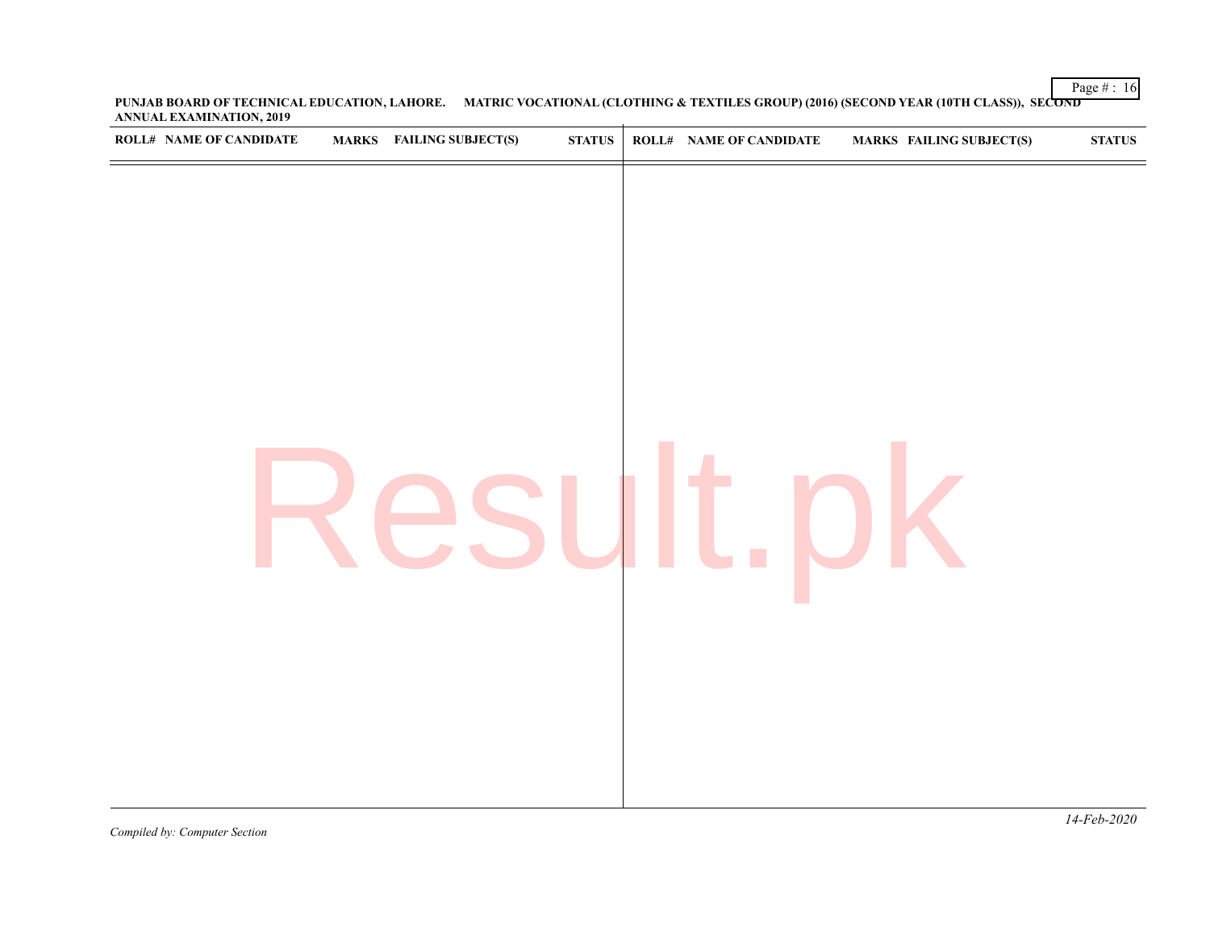**PUNJAB BOARD OF TECHNICAL EDUCATION, LAHORE. MATRIC VOCATIONAL (CLOTHING & TEXTILES GROUP) (2016) (SECOND YEAR (10TH CLASS)), SECOND ANNUAL EXAMINATION, 2019**

| ROLL# | NAME OF CANDIDATE | MARKS | FAILING SUBJECT(S) | STATUS | ROLL# | NAME OF CANDIDATE | MARKS | FAILING SUBJECT(S) | STATUS |
|---|---|---|---|---|---|---|---|---|---|

*Compiled by: Computer Section*

*14-Feb-2020*